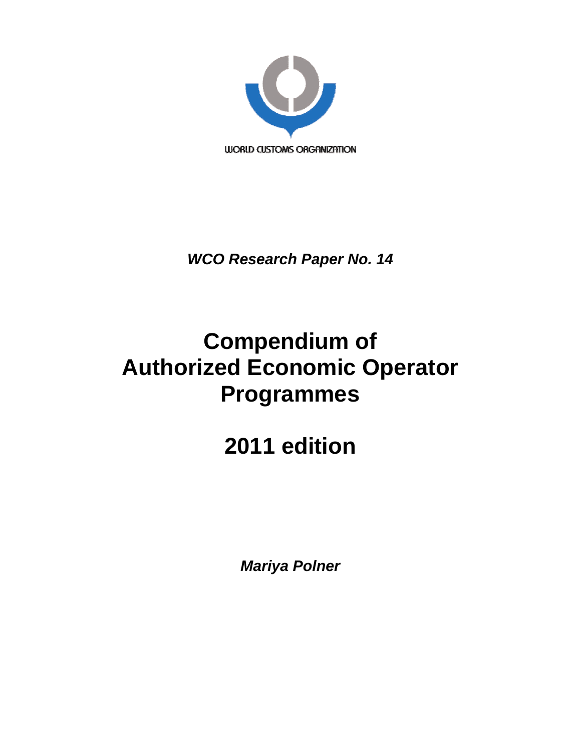WORLD CUSTOMS ORGANIZATION

*WCO Research Paper No. 14*

# Compendium of Authorized Economic Operator Programmes

# 2011 edition

***Mariya Polner***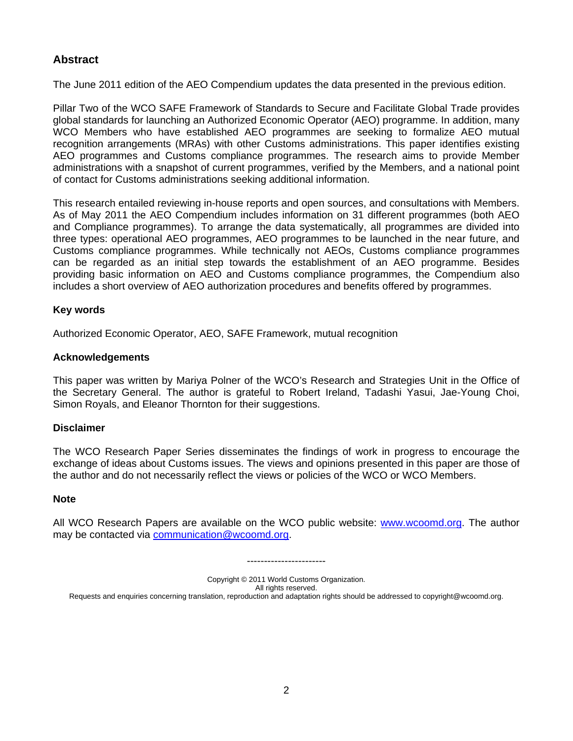## Abstract

The June 2011 edition of the AEO Compendium updates the data presented in the previous edition.

Pillar Two of the WCO SAFE Framework of Standards to Secure and Facilitate Global Trade provides global standards for launching an Authorized Economic Operator (AEO) programme. In addition, many WCO Members who have established AEO programmes are seeking to formalize AEO mutual recognition arrangements (MRAs) with other Customs administrations. This paper identifies existing AEO programmes and Customs compliance programmes. The research aims to provide Member administrations with a snapshot of current programmes, verified by the Members, and a national point of contact for Customs administrations seeking additional information.

This research entailed reviewing in-house reports and open sources, and consultations with Members. As of May 2011 the AEO Compendium includes information on 31 different programmes (both AEO and Compliance programmes). To arrange the data systematically, all programmes are divided into three types: operational AEO programmes, AEO programmes to be launched in the near future, and Customs compliance programmes. While technically not AEOs, Customs compliance programmes can be regarded as an initial step towards the establishment of an AEO programme. Besides providing basic information on AEO and Customs compliance programmes, the Compendium also includes a short overview of AEO authorization procedures and benefits offered by programmes.

### Key words

Authorized Economic Operator, AEO, SAFE Framework, mutual recognition

### Acknowledgements

This paper was written by Mariya Polner of the WCO's Research and Strategies Unit in the Office of the Secretary General. The author is grateful to Robert Ireland, Tadashi Yasui, Jae-Young Choi, Simon Royals, and Eleanor Thornton for their suggestions.

### Disclaimer

The WCO Research Paper Series disseminates the findings of work in progress to encourage the exchange of ideas about Customs issues. The views and opinions presented in this paper are those of the author and do not necessarily reflect the views or policies of the WCO or WCO Members.

### Note

All WCO Research Papers are available on the WCO public website: [www.wcoomd.org](www.wcoomd.org). The author may be contacted via [communication@wcoomd.org](mailto:communication@wcoomd.org).

----------------------

Copyright © 2011 World Customs Organization.
All rights reserved.
Requests and enquiries concerning translation, reproduction and adaptation rights should be addressed to copyright@wcoomd.org.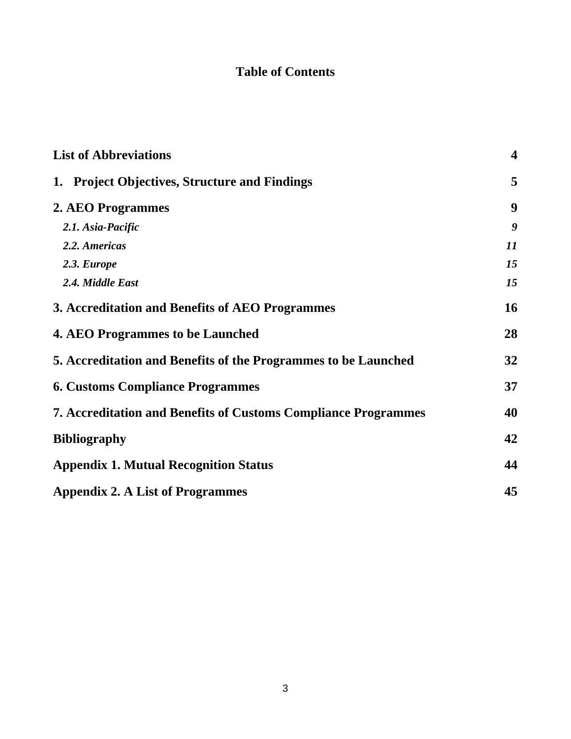# Table of Contents

| | |
|---|---|
| **List of Abbreviations** | **4** |
| **1. Project Objectives, Structure and Findings** | **5** |
| **2. AEO Programmes** | **9** |
| ***2.1. Asia-Pacific*** | ***9*** |
| ***2.2. Americas*** | ***11*** |
| ***2.3. Europe*** | ***15*** |
| ***2.4. Middle East*** | ***15*** |
| **3. Accreditation and Benefits of AEO Programmes** | **16** |
| **4. AEO Programmes to be Launched** | **28** |
| **5. Accreditation and Benefits of the Programmes to be Launched** | **32** |
| **6. Customs Compliance Programmes** | **37** |
| **7. Accreditation and Benefits of Customs Compliance Programmes** | **40** |
| **Bibliography** | **42** |
| **Appendix 1. Mutual Recognition Status** | **44** |
| **Appendix 2. A List of Programmes** | **45** |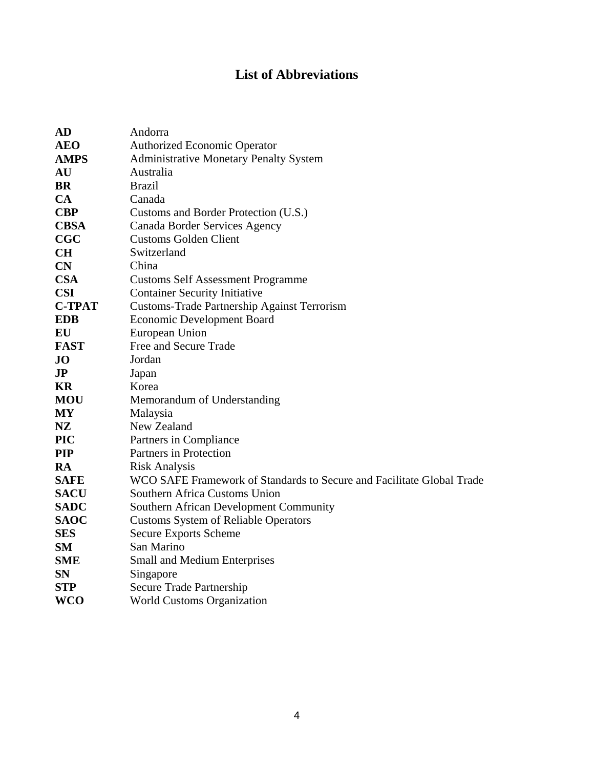# List of Abbreviations

| | |
|---|---|
| **AD** | Andorra |
| **AEO** | Authorized Economic Operator |
| **AMPS** | Administrative Monetary Penalty System |
| **AU** | Australia |
| **BR** | Brazil |
| **CA** | Canada |
| **CBP** | Customs and Border Protection (U.S.) |
| **CBSA** | Canada Border Services Agency |
| **CGC** | Customs Golden Client |
| **CH** | Switzerland |
| **CN** | China |
| **CSA** | Customs Self Assessment Programme |
| **CSI** | Container Security Initiative |
| **C-TPAT** | Customs-Trade Partnership Against Terrorism |
| **EDB** | Economic Development Board |
| **EU** | European Union |
| **FAST** | Free and Secure Trade |
| **JO** | Jordan |
| **JP** | Japan |
| **KR** | Korea |
| **MOU** | Memorandum of Understanding |
| **MY** | Malaysia |
| **NZ** | New Zealand |
| **PIC** | Partners in Compliance |
| **PIP** | Partners in Protection |
| **RA** | Risk Analysis |
| **SAFE** | WCO SAFE Framework of Standards to Secure and Facilitate Global Trade |
| **SACU** | Southern Africa Customs Union |
| **SADC** | Southern African Development Community |
| **SAOC** | Customs System of Reliable Operators |
| **SES** | Secure Exports Scheme |
| **SM** | San Marino |
| **SME** | Small and Medium Enterprises |
| **SN** | Singapore |
| **STP** | Secure Trade Partnership |
| **WCO** | World Customs Organization |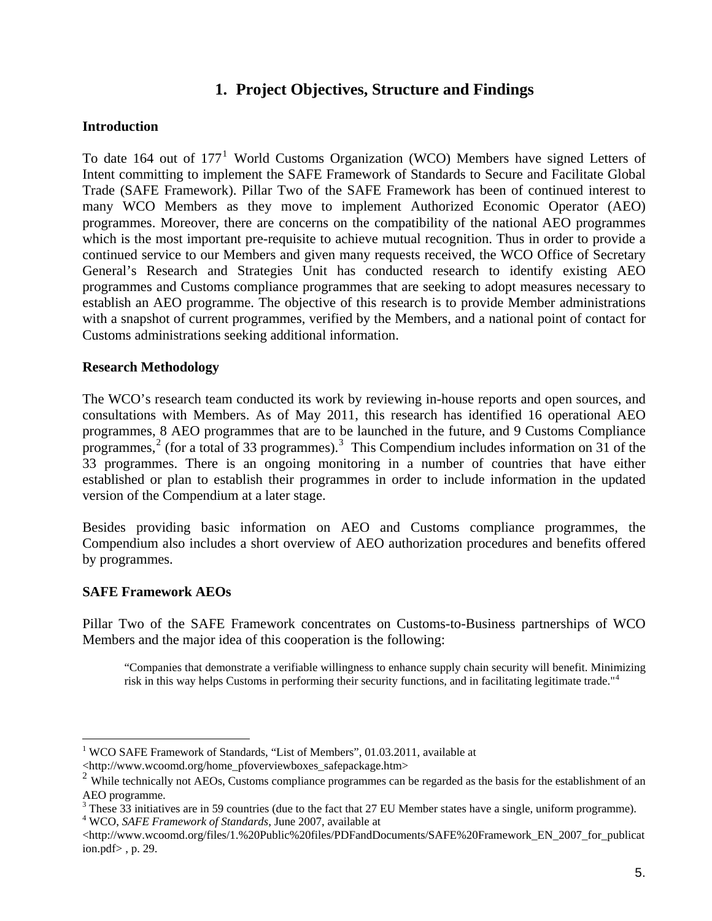# 1. Project Objectives, Structure and Findings

## Introduction

To date 164 out of 177[1] World Customs Organization (WCO) Members have signed Letters of Intent committing to implement the SAFE Framework of Standards to Secure and Facilitate Global Trade (SAFE Framework). Pillar Two of the SAFE Framework has been of continued interest to many WCO Members as they move to implement Authorized Economic Operator (AEO) programmes. Moreover, there are concerns on the compatibility of the national AEO programmes which is the most important pre-requisite to achieve mutual recognition. Thus in order to provide a continued service to our Members and given many requests received, the WCO Office of Secretary General's Research and Strategies Unit has conducted research to identify existing AEO programmes and Customs compliance programmes that are seeking to adopt measures necessary to establish an AEO programme. The objective of this research is to provide Member administrations with a snapshot of current programmes, verified by the Members, and a national point of contact for Customs administrations seeking additional information.

## Research Methodology

The WCO's research team conducted its work by reviewing in-house reports and open sources, and consultations with Members. As of May 2011, this research has identified 16 operational AEO programmes, 8 AEO programmes that are to be launched in the future, and 9 Customs Compliance programmes,[2] (for a total of 33 programmes).[3] This Compendium includes information on 31 of the 33 programmes. There is an ongoing monitoring in a number of countries that have either established or plan to establish their programmes in order to include information in the updated version of the Compendium at a later stage.

Besides providing basic information on AEO and Customs compliance programmes, the Compendium also includes a short overview of AEO authorization procedures and benefits offered by programmes.

## SAFE Framework AEOs

Pillar Two of the SAFE Framework concentrates on Customs-to-Business partnerships of WCO Members and the major idea of this cooperation is the following:

> "Companies that demonstrate a verifiable willingness to enhance supply chain security will benefit. Minimizing risk in this way helps Customs in performing their security functions, and in facilitating legitimate trade."[4]

---

[1] WCO SAFE Framework of Standards, "List of Members", 01.03.2011, available at <http://www.wcoomd.org/home_pfoverviewboxes_safepackage.htm>

[2] While technically not AEOs, Customs compliance programmes can be regarded as the basis for the establishment of an AEO programme.

[3] These 33 initiatives are in 59 countries (due to the fact that 27 EU Member states have a single, uniform programme).

[4] WCO, *SAFE Framework of Standards*, June 2007, available at <http://www.wcoomd.org/files/1.%20Public%20files/PDFandDocuments/SAFE%20Framework_EN_2007_for_publication.pdf> , p. 29.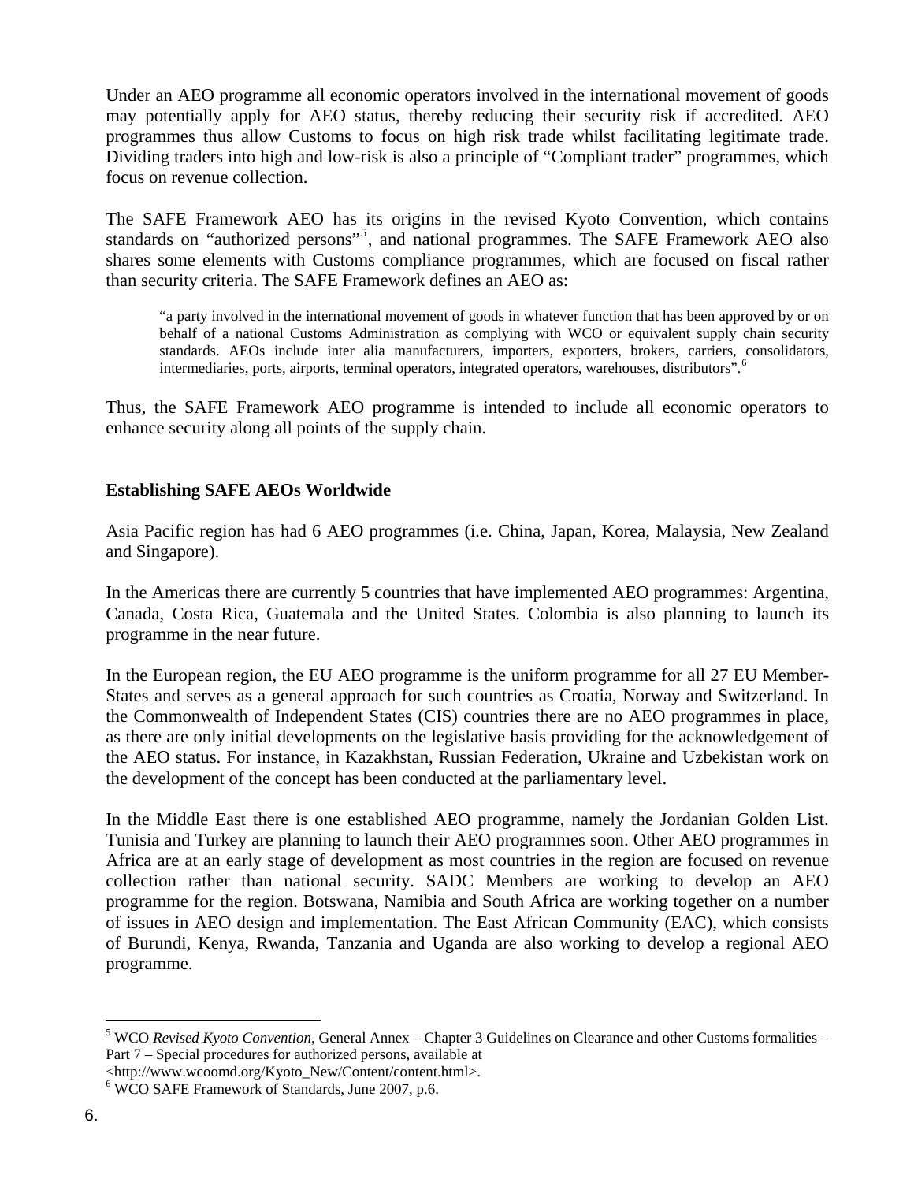Under an AEO programme all economic operators involved in the international movement of goods may potentially apply for AEO status, thereby reducing their security risk if accredited. AEO programmes thus allow Customs to focus on high risk trade whilst facilitating legitimate trade. Dividing traders into high and low-risk is also a principle of "Compliant trader" programmes, which focus on revenue collection.

The SAFE Framework AEO has its origins in the revised Kyoto Convention, which contains standards on "authorized persons"[5], and national programmes. The SAFE Framework AEO also shares some elements with Customs compliance programmes, which are focused on fiscal rather than security criteria. The SAFE Framework defines an AEO as:

> "a party involved in the international movement of goods in whatever function that has been approved by or on behalf of a national Customs Administration as complying with WCO or equivalent supply chain security standards. AEOs include inter alia manufacturers, importers, exporters, brokers, carriers, consolidators, intermediaries, ports, airports, terminal operators, integrated operators, warehouses, distributors".[6]

Thus, the SAFE Framework AEO programme is intended to include all economic operators to enhance security along all points of the supply chain.

**Establishing SAFE AEOs Worldwide**

Asia Pacific region has had 6 AEO programmes (i.e. China, Japan, Korea, Malaysia, New Zealand and Singapore).

In the Americas there are currently 5 countries that have implemented AEO programmes: Argentina, Canada, Costa Rica, Guatemala and the United States. Colombia is also planning to launch its programme in the near future.

In the European region, the EU AEO programme is the uniform programme for all 27 EU Member-States and serves as a general approach for such countries as Croatia, Norway and Switzerland. In the Commonwealth of Independent States (CIS) countries there are no AEO programmes in place, as there are only initial developments on the legislative basis providing for the acknowledgement of the AEO status. For instance, in Kazakhstan, Russian Federation, Ukraine and Uzbekistan work on the development of the concept has been conducted at the parliamentary level.

In the Middle East there is one established AEO programme, namely the Jordanian Golden List. Tunisia and Turkey are planning to launch their AEO programmes soon. Other AEO programmes in Africa are at an early stage of development as most countries in the region are focused on revenue collection rather than national security. SADC Members are working to develop an AEO programme for the region. Botswana, Namibia and South Africa are working together on a number of issues in AEO design and implementation. The East African Community (EAC), which consists of Burundi, Kenya, Rwanda, Tanzania and Uganda are also working to develop a regional AEO programme.

---

[5] WCO *Revised Kyoto Convention*, General Annex – Chapter 3 Guidelines on Clearance and other Customs formalities – Part 7 – Special procedures for authorized persons, available at <http://www.wcoomd.org/Kyoto_New/Content/content.html>.

[6] WCO SAFE Framework of Standards, June 2007, p.6.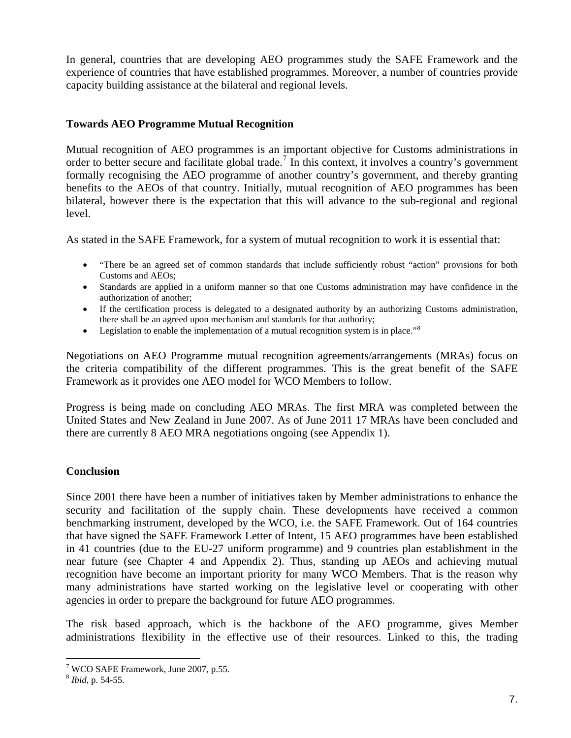In general, countries that are developing AEO programmes study the SAFE Framework and the experience of countries that have established programmes. Moreover, a number of countries provide capacity building assistance at the bilateral and regional levels.

## Towards AEO Programme Mutual Recognition

Mutual recognition of AEO programmes is an important objective for Customs administrations in order to better secure and facilitate global trade.[7] In this context, it involves a country's government formally recognising the AEO programme of another country's government, and thereby granting benefits to the AEOs of that country. Initially, mutual recognition of AEO programmes has been bilateral, however there is the expectation that this will advance to the sub-regional and regional level.

As stated in the SAFE Framework, for a system of mutual recognition to work it is essential that:

- "There be an agreed set of common standards that include sufficiently robust "action" provisions for both Customs and AEOs;
- Standards are applied in a uniform manner so that one Customs administration may have confidence in the authorization of another;
- If the certification process is delegated to a designated authority by an authorizing Customs administration, there shall be an agreed upon mechanism and standards for that authority;
- Legislation to enable the implementation of a mutual recognition system is in place."[8]

Negotiations on AEO Programme mutual recognition agreements/arrangements (MRAs) focus on the criteria compatibility of the different programmes. This is the great benefit of the SAFE Framework as it provides one AEO model for WCO Members to follow.

Progress is being made on concluding AEO MRAs. The first MRA was completed between the United States and New Zealand in June 2007. As of June 2011 17 MRAs have been concluded and there are currently 8 AEO MRA negotiations ongoing (see Appendix 1).

## Conclusion

Since 2001 there have been a number of initiatives taken by Member administrations to enhance the security and facilitation of the supply chain. These developments have received a common benchmarking instrument, developed by the WCO, i.e. the SAFE Framework. Out of 164 countries that have signed the SAFE Framework Letter of Intent, 15 AEO programmes have been established in 41 countries (due to the EU-27 uniform programme) and 9 countries plan establishment in the near future (see Chapter 4 and Appendix 2). Thus, standing up AEOs and achieving mutual recognition have become an important priority for many WCO Members. That is the reason why many administrations have started working on the legislative level or cooperating with other agencies in order to prepare the background for future AEO programmes.

The risk based approach, which is the backbone of the AEO programme, gives Member administrations flexibility in the effective use of their resources. Linked to this, the trading

---

[7] WCO SAFE Framework, June 2007, p.55.

[8] *Ibid*, p. 54-55.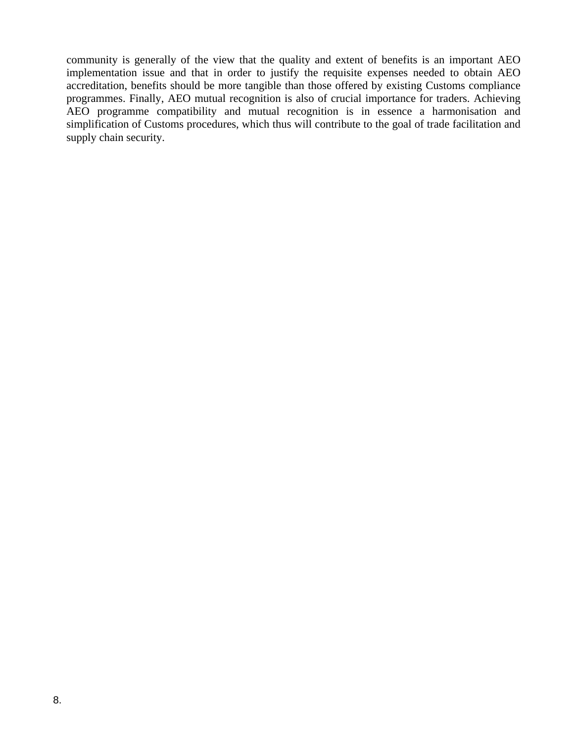community is generally of the view that the quality and extent of benefits is an important AEO implementation issue and that in order to justify the requisite expenses needed to obtain AEO accreditation, benefits should be more tangible than those offered by existing Customs compliance programmes. Finally, AEO mutual recognition is also of crucial importance for traders. Achieving AEO programme compatibility and mutual recognition is in essence a harmonisation and simplification of Customs procedures, which thus will contribute to the goal of trade facilitation and supply chain security.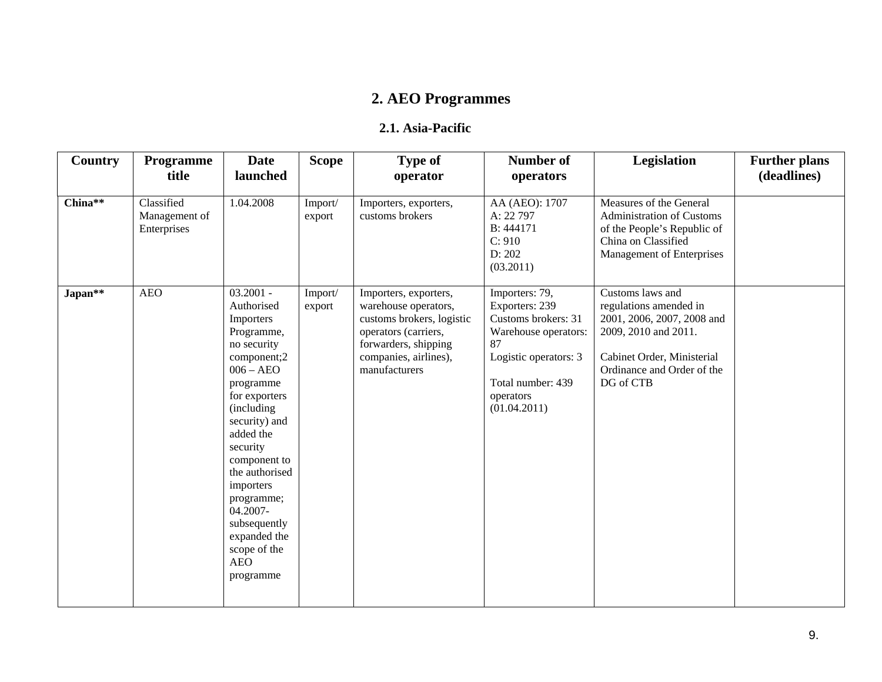## 2. AEO Programmes

### 2.1. Asia-Pacific

| Country | Programme title | Date launched | Scope | Type of operator | Number of operators | Legislation | Further plans (deadlines) |
|---|---|---|---|---|---|---|---|
| **China\*\*** | Classified Management of Enterprises | 1.04.2008 | Import/ export | Importers, exporters, customs brokers | AA (AEO): 1707<br>A: 22 797<br>B: 444171<br>C: 910<br>D: 202<br>(03.2011) | Measures of the General Administration of Customs of the People's Republic of China on Classified Management of Enterprises | |
| **Japan\*\*** | AEO | 03.2001 - Authorised Importers Programme, no security component;2006 – AEO programme for exporters (including security) and added the security component to the authorised importers programme; 04.2007- subsequently expanded the scope of the AEO programme | Import/ export | Importers, exporters, warehouse operators, customs brokers, logistic operators (carriers, forwarders, shipping companies, airlines), manufacturers | Importers: 79,<br>Exporters: 239<br>Customs brokers: 31<br>Warehouse operators: 87<br>Logistic operators: 3<br><br>Total number: 439 operators<br>(01.04.2011) | Customs laws and regulations amended in 2001, 2006, 2007, 2008 and 2009, 2010 and 2011.<br><br>Cabinet Order, Ministerial Ordinance and Order of the DG of CTB | |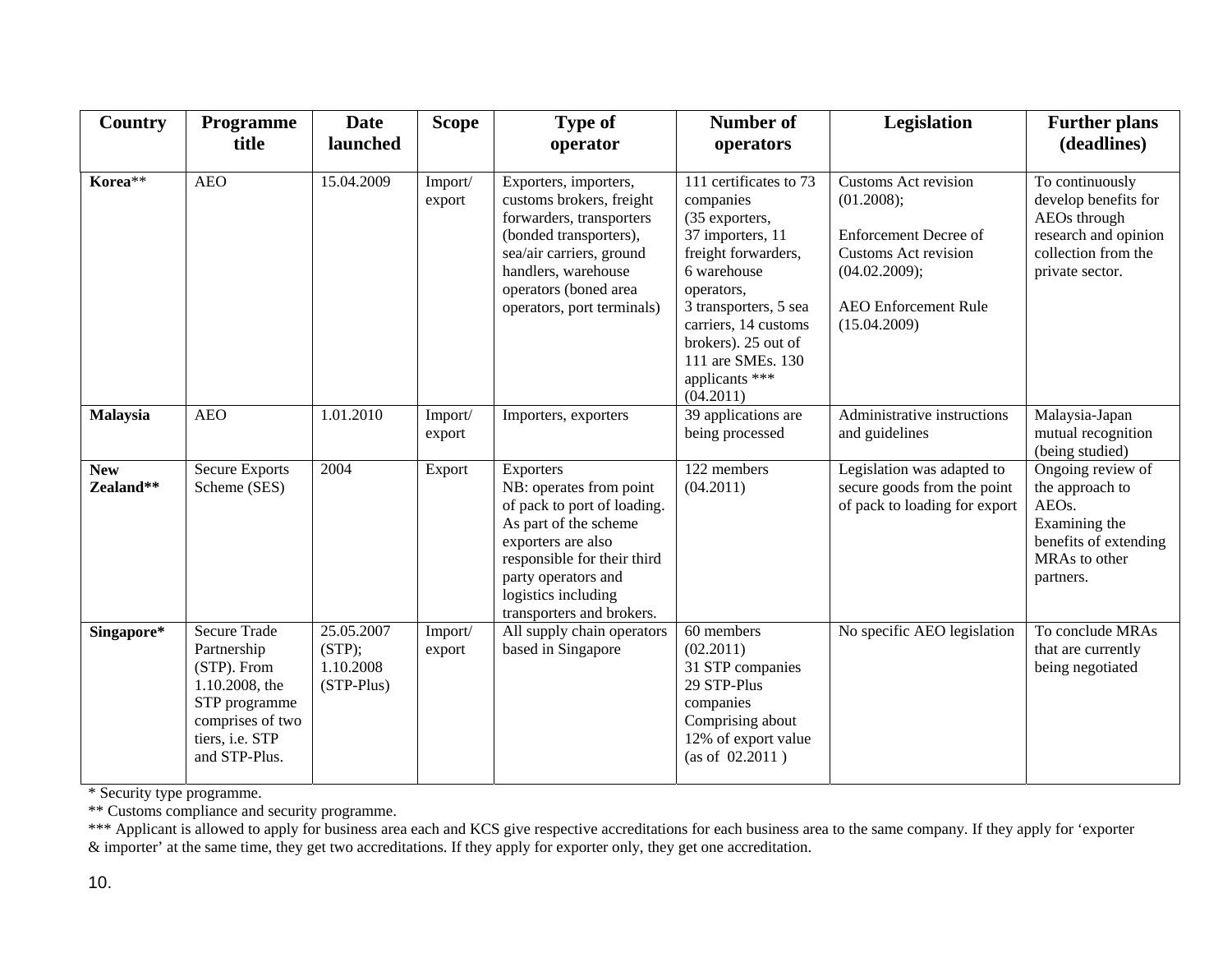| Country | Programme title | Date launched | Scope | Type of operator | Number of operators | Legislation | Further plans (deadlines) |
|---|---|---|---|---|---|---|---|
| **Korea**** | AEO | 15.04.2009 | Import/ export | Exporters, importers, customs brokers, freight forwarders, transporters (bonded transporters), sea/air carriers, ground handlers, warehouse operators (boned area operators, port terminals) | 111 certificates to 73 companies (35 exporters, 37 importers, 11 freight forwarders, 6 warehouse operators, 3 transporters, 5 sea carriers, 14 customs brokers). 25 out of 111 are SMEs. 130 applicants *** (04.2011) | Customs Act revision (01.2008); Enforcement Decree of Customs Act revision (04.02.2009); AEO Enforcement Rule (15.04.2009) | To continuously develop benefits for AEOs through research and opinion collection from the private sector. |
| **Malaysia** | AEO | 1.01.2010 | Import/ export | Importers, exporters | 39 applications are being processed | Administrative instructions and guidelines | Malaysia-Japan mutual recognition (being studied) |
| **New Zealand**** | Secure Exports Scheme (SES) | 2004 | Export | Exporters NB: operates from point of pack to port of loading. As part of the scheme exporters are also responsible for their third party operators and logistics including transporters and brokers. | 122 members (04.2011) | Legislation was adapted to secure goods from the point of pack to loading for export | Ongoing review of the approach to AEOs. Examining the benefits of extending MRAs to other partners. |
| **Singapore*** | Secure Trade Partnership (STP). From 1.10.2008, the STP programme comprises of two tiers, i.e. STP and STP-Plus. | 25.05.2007 (STP); 1.10.2008 (STP-Plus) | Import/ export | All supply chain operators based in Singapore | 60 members (02.2011) 31 STP companies 29 STP-Plus companies Comprising about 12% of export value (as of 02.2011 ) | No specific AEO legislation | To conclude MRAs that are currently being negotiated |

* Security type programme.

** Customs compliance and security programme.

*** Applicant is allowed to apply for business area each and KCS give respective accreditations for each business area to the same company. If they apply for 'exporter & importer' at the same time, they get two accreditations. If they apply for exporter only, they get one accreditation.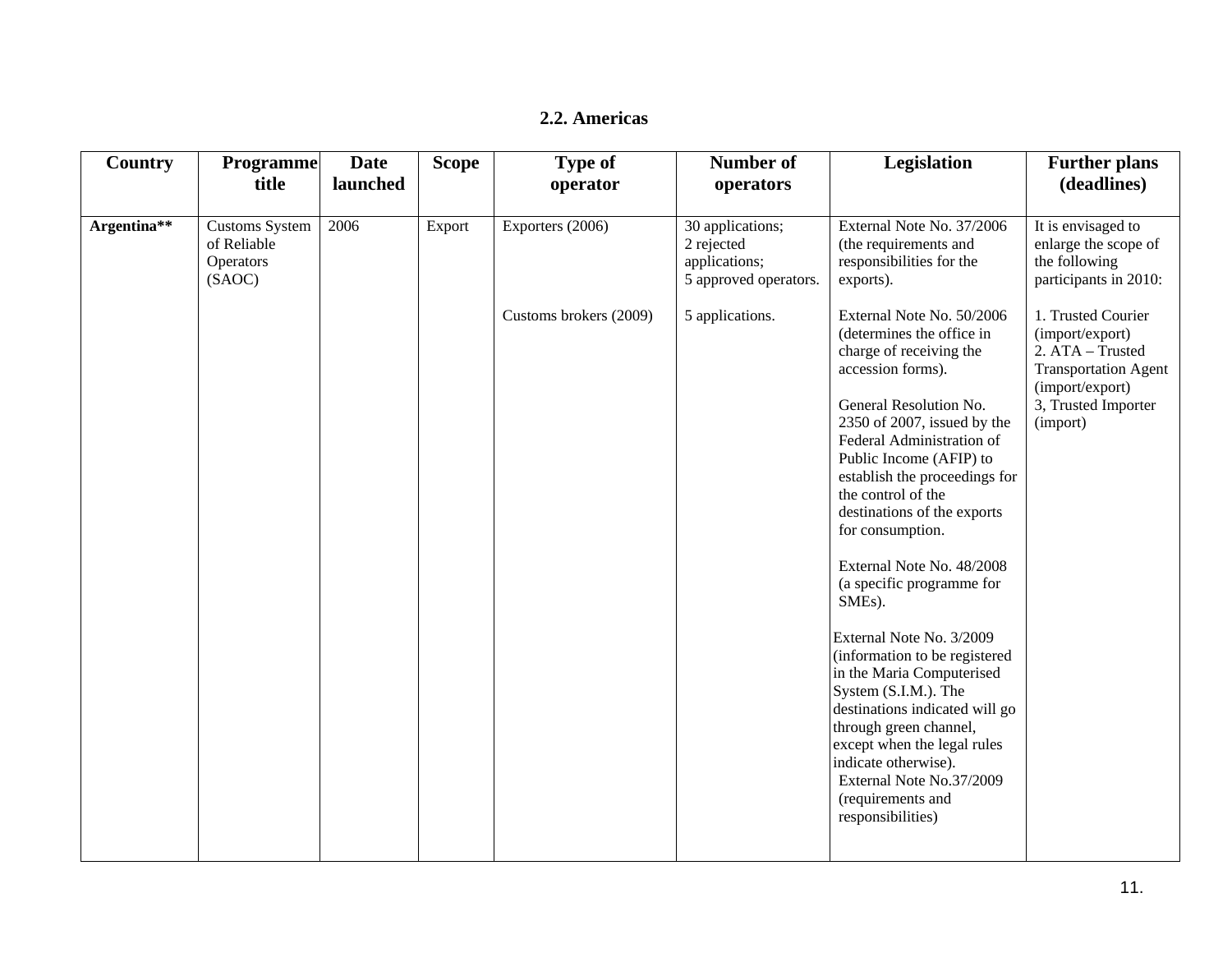### 2.2. Americas

| Country | Programme title | Date launched | Scope | Type of operator | Number of operators | Legislation | Further plans (deadlines) |
|---|---|---|---|---|---|---|---|
| **Argentina**** | Customs System of Reliable Operators (SAOC) | 2006 | Export | Exporters (2006) | 30 applications; 2 rejected applications; 5 approved operators. | External Note No. 37/2006 (the requirements and responsibilities for the exports). | It is envisaged to enlarge the scope of the following participants in 2010: |
| | | | | Customs brokers (2009) | 5 applications. | External Note No. 50/2006 (determines the office in charge of receiving the accession forms).<br><br>General Resolution No. 2350 of 2007, issued by the Federal Administration of Public Income (AFIP) to establish the proceedings for the control of the destinations of the exports for consumption.<br><br>External Note No. 48/2008 (a specific programme for SMEs).<br><br>External Note No. 3/2009 (information to be registered in the Maria Computerised System (S.I.M.). The destinations indicated will go through green channel, except when the legal rules indicate otherwise).<br>External Note No.37/2009 (requirements and responsibilities) | 1. Trusted Courier (import/export)<br>2. ATA – Trusted Transportation Agent (import/export)<br>3, Trusted Importer (import) |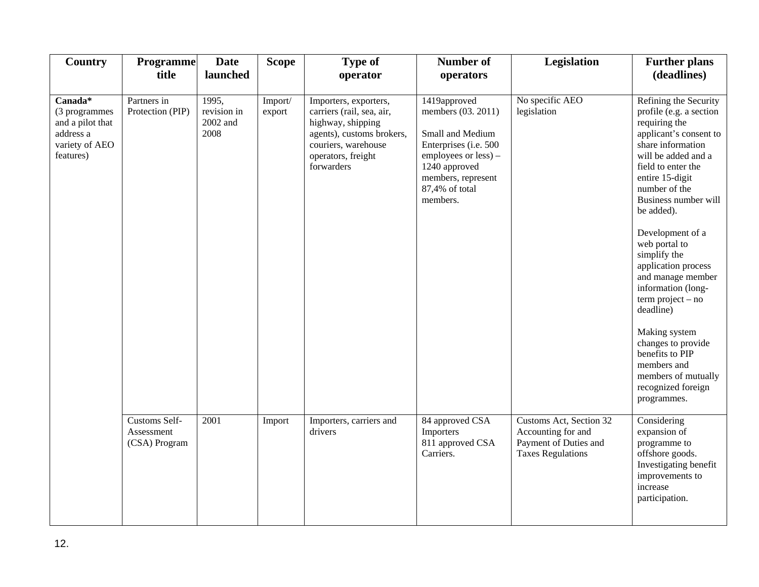| Country | Programme title | Date launched | Scope | Type of operator | Number of operators | Legislation | Further plans (deadlines) |
|---|---|---|---|---|---|---|---|
| **Canada*** (3 programmes and a pilot that address a variety of AEO features) | Partners in Protection (PIP) | 1995, revision in 2002 and 2008 | Import/ export | Importers, exporters, carriers (rail, sea, air, highway, shipping agents), customs brokers, couriers, warehouse operators, freight forwarders | 1419approved members (03. 2011)<br><br>Small and Medium Enterprises (i.e. 500 employees or less) – 1240 approved members, represent 87,4% of total members. | No specific AEO legislation | Refining the Security profile (e.g. a section requiring the applicant's consent to share information will be added and a field to enter the entire 15-digit number of the Business number will be added).<br><br>Development of a web portal to simplify the application process and manage member information (long-term project – no deadline)<br><br>Making system changes to provide benefits to PIP members and members of mutually recognized foreign programmes. |
| | Customs Self-Assessment (CSA) Program | 2001 | Import | Importers, carriers and drivers | 84 approved CSA Importers<br>811 approved CSA Carriers. | Customs Act, Section 32 Accounting for and Payment of Duties and Taxes Regulations | Considering expansion of programme to offshore goods. Investigating benefit improvements to increase participation. |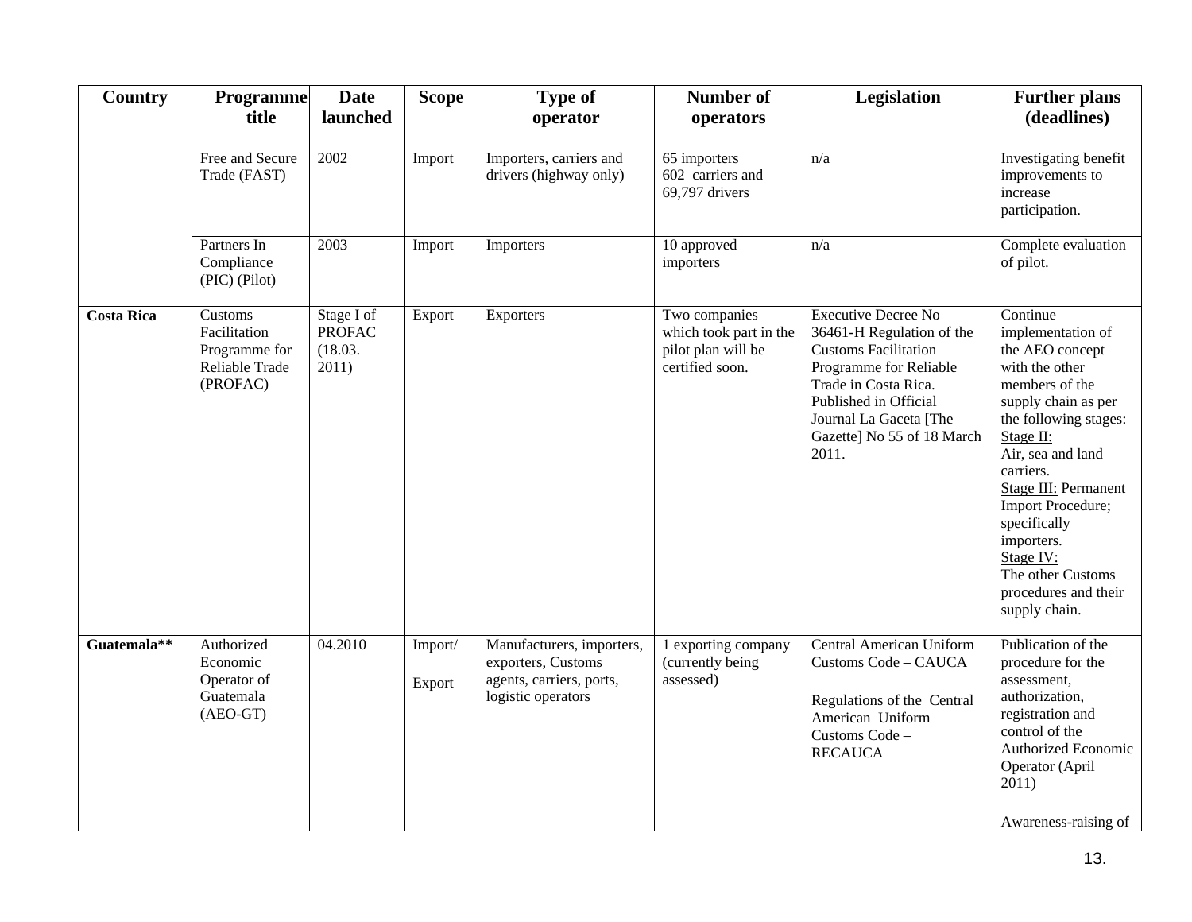| Country | Programme title | Date launched | Scope | Type of operator | Number of operators | Legislation | Further plans (deadlines) |
|---|---|---|---|---|---|---|---|
| | Free and Secure Trade (FAST) | 2002 | Import | Importers, carriers and drivers (highway only) | 65 importers<br>602 carriers and 69,797 drivers | n/a | Investigating benefit improvements to increase participation. |
| | Partners In Compliance (PIC) (Pilot) | 2003 | Import | Importers | 10 approved importers | n/a | Complete evaluation of pilot. |
| **Costa Rica** | Customs Facilitation Programme for Reliable Trade (PROFAC) | Stage I of PROFAC (18.03. 2011) | Export | Exporters | Two companies which took part in the pilot plan will be certified soon. | Executive Decree No 36461-H Regulation of the Customs Facilitation Programme for Reliable Trade in Costa Rica. Published in Official Journal La Gaceta [The Gazette] No 55 of 18 March 2011. | Continue implementation of the AEO concept with the other members of the supply chain as per the following stages:<br>Stage II:<br>Air, sea and land carriers.<br>Stage III: Permanent Import Procedure; specifically importers.<br>Stage IV:<br>The other Customs procedures and their supply chain. |
| **Guatemala**** | Authorized Economic Operator of Guatemala (AEO-GT) | 04.2010 | Import/<br>Export | Manufacturers, importers, exporters, Customs agents, carriers, ports, logistic operators | 1 exporting company (currently being assessed) | Central American Uniform Customs Code – CAUCA<br><br>Regulations of the Central American Uniform Customs Code – RECAUCA | Publication of the procedure for the assessment, authorization, registration and control of the Authorized Economic Operator (April 2011)<br><br>Awareness-raising of |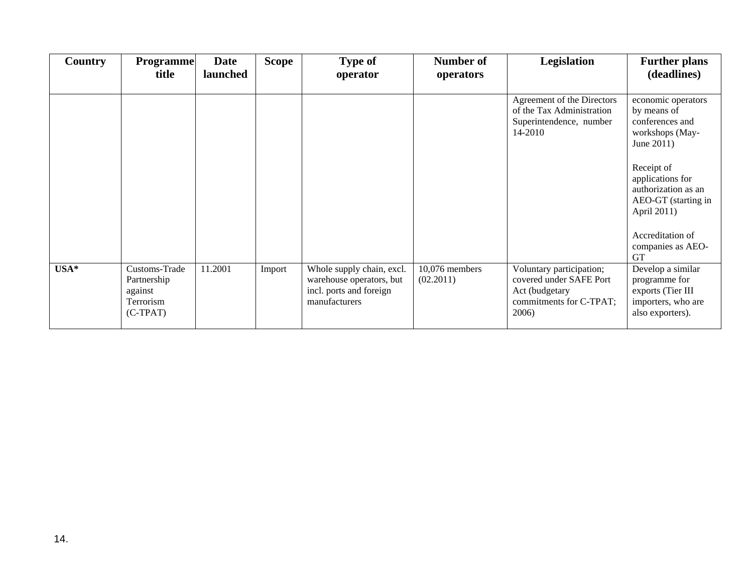| Country | Programme title | Date launched | Scope | Type of operator | Number of operators | Legislation | Further plans (deadlines) |
| --- | --- | --- | --- | --- | --- | --- | --- |
| | | | | | | Agreement of the Directors of the Tax Administration Superintendence, number 14-2010 | economic operators by means of conferences and workshops (May-June 2011)<br><br>Receipt of applications for authorization as an AEO-GT (starting in April 2011)<br><br>Accreditation of companies as AEO-GT |
| **USA*** | Customs-Trade Partnership against Terrorism (C-TPAT) | 11.2001 | Import | Whole supply chain, excl. warehouse operators, but incl. ports and foreign manufacturers | 10,076 members (02.2011) | Voluntary participation; covered under SAFE Port Act (budgetary commitments for C-TPAT; 2006) | Develop a similar programme for exports (Tier III importers, who are also exporters). |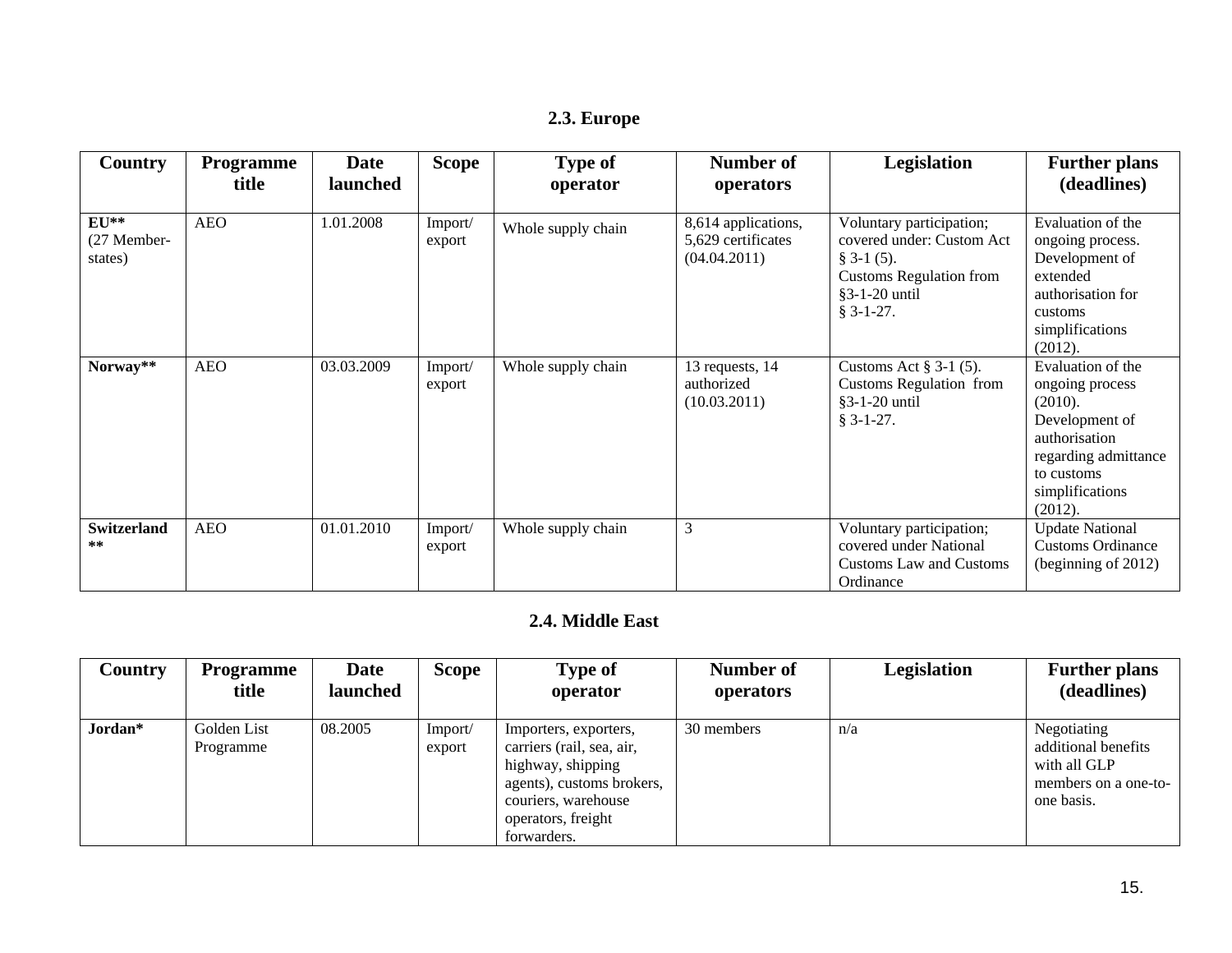### 2.3. Europe

| Country | Programme title | Date launched | Scope | Type of operator | Number of operators | Legislation | Further plans (deadlines) |
|---|---|---|---|---|---|---|---|
| **EU**** (27 Member-states) | AEO | 1.01.2008 | Import/ export | Whole supply chain | 8,614 applications, 5,629 certificates (04.04.2011) | Voluntary participation; covered under: Custom Act § 3-1 (5). Customs Regulation from §3-1-20 until § 3-1-27. | Evaluation of the ongoing process. Development of extended authorisation for customs simplifications (2012). |
| **Norway**** | AEO | 03.03.2009 | Import/ export | Whole supply chain | 13 requests, 14 authorized (10.03.2011) | Customs Act § 3-1 (5). Customs Regulation from §3-1-20 until § 3-1-27. | Evaluation of the ongoing process (2010). Development of authorisation regarding admittance to customs simplifications (2012). |
| **Switzerland **** | AEO | 01.01.2010 | Import/ export | Whole supply chain | 3 | Voluntary participation; covered under National Customs Law and Customs Ordinance | Update National Customs Ordinance (beginning of 2012) |

### 2.4. Middle East

| Country | Programme title | Date launched | Scope | Type of operator | Number of operators | Legislation | Further plans (deadlines) |
|---|---|---|---|---|---|---|---|
| **Jordan*** | Golden List Programme | 08.2005 | Import/ export | Importers, exporters, carriers (rail, sea, air, highway, shipping agents), customs brokers, couriers, warehouse operators, freight forwarders. | 30 members | n/a | Negotiating additional benefits with all GLP members on a one-to-one basis. |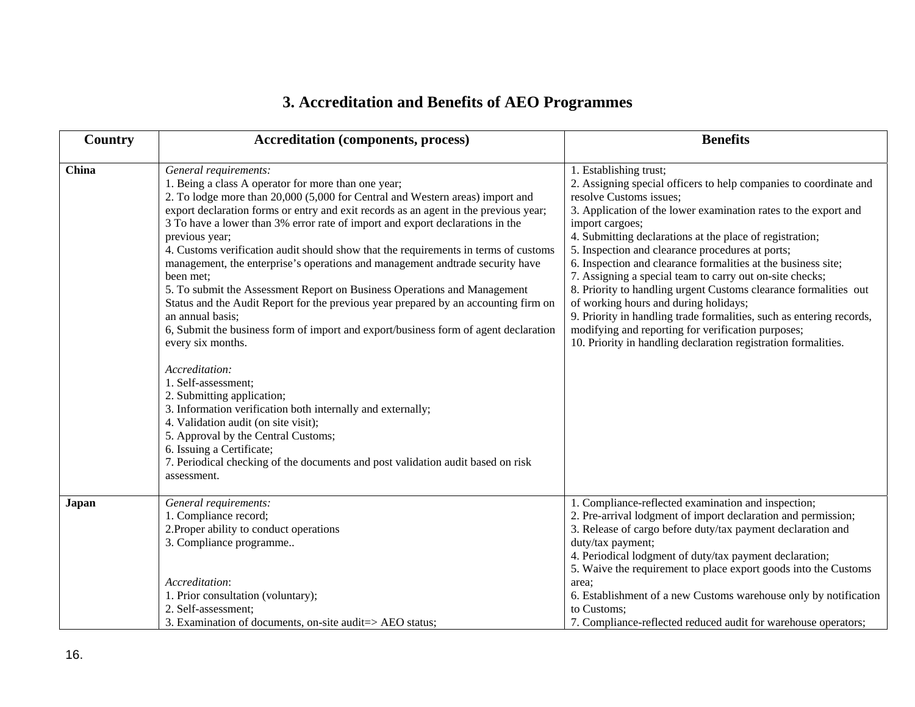## 3. Accreditation and Benefits of AEO Programmes

| Country | Accreditation (components, process) | Benefits |
|---|---|---|
| **China** | *General requirements:*<br>1. Being a class A operator for more than one year;<br>2. To lodge more than 20,000 (5,000 for Central and Western areas) import and export declaration forms or entry and exit records as an agent in the previous year;<br>3 To have a lower than 3% error rate of import and export declarations in the previous year;<br>4. Customs verification audit should show that the requirements in terms of customs management, the enterprise's operations and management andtrade security have been met;<br>5. To submit the Assessment Report on Business Operations and Management Status and the Audit Report for the previous year prepared by an accounting firm on an annual basis;<br>6, Submit the business form of import and export/business form of agent declaration every six months.<br><br>*Accreditation:*<br>1. Self-assessment;<br>2. Submitting application;<br>3. Information verification both internally and externally;<br>4. Validation audit (on site visit);<br>5. Approval by the Central Customs;<br>6. Issuing a Certificate;<br>7. Periodical checking of the documents and post validation audit based on risk assessment. | 1. Establishing trust;<br>2. Assigning special officers to help companies to coordinate and resolve Customs issues;<br>3. Application of the lower examination rates to the export and import cargoes;<br>4. Submitting declarations at the place of registration;<br>5. Inspection and clearance procedures at ports;<br>6. Inspection and clearance formalities at the business site;<br>7. Assigning a special team to carry out on-site checks;<br>8. Priority to handling urgent Customs clearance formalities out of working hours and during holidays;<br>9. Priority in handling trade formalities, such as entering records, modifying and reporting for verification purposes;<br>10. Priority in handling declaration registration formalities. |
| **Japan** | *General requirements:*<br>1. Compliance record;<br>2.Proper ability to conduct operations<br>3. Compliance programme..<br><br>*Accreditation*:<br>1. Prior consultation (voluntary);<br>2. Self-assessment;<br>3. Examination of documents, on-site audit=> AEO status; | 1. Compliance-reflected examination and inspection;<br>2. Pre-arrival lodgment of import declaration and permission;<br>3. Release of cargo before duty/tax payment declaration and duty/tax payment;<br>4. Periodical lodgment of duty/tax payment declaration;<br>5. Waive the requirement to place export goods into the Customs area;<br>6. Establishment of a new Customs warehouse only by notification to Customs;<br>7. Compliance-reflected reduced audit for warehouse operators; |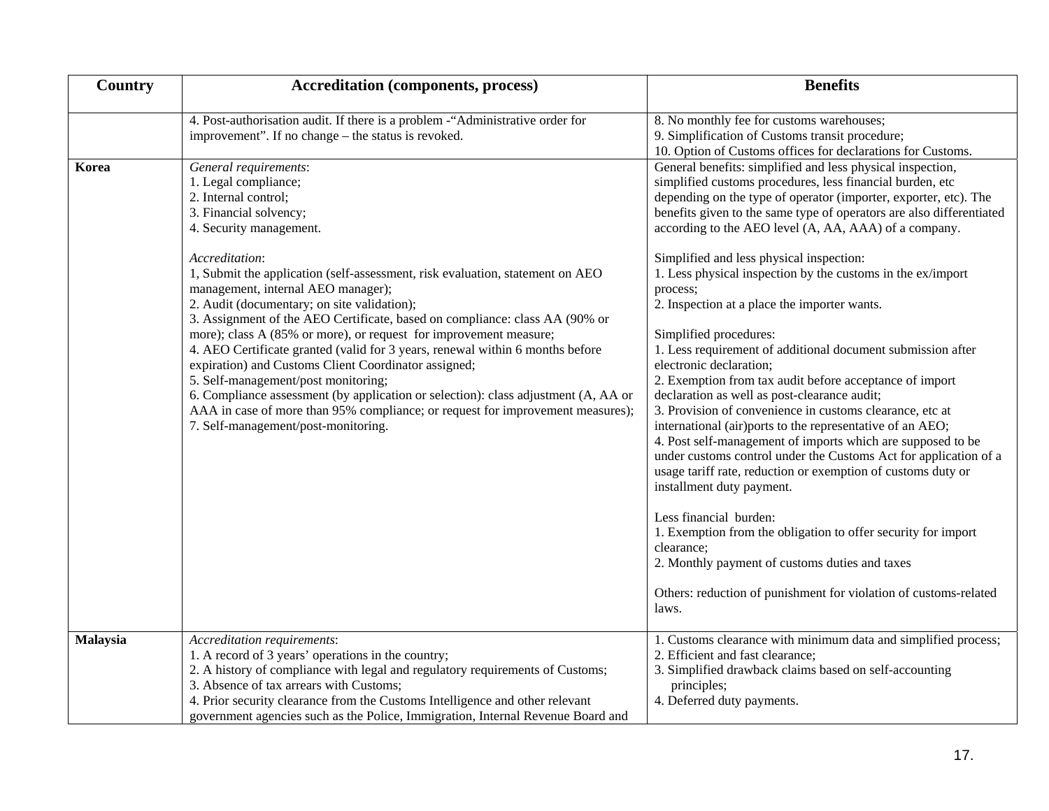| Country | Accreditation (components, process) | Benefits |
|---|---|---|
| | 4. Post-authorisation audit. If there is a problem -"Administrative order for improvement". If no change – the status is revoked. | 8. No monthly fee for customs warehouses;<br>9. Simplification of Customs transit procedure;<br>10. Option of Customs offices for declarations for Customs. |
| **Korea** | *General requirements*:<br>1. Legal compliance;<br>2. Internal control;<br>3. Financial solvency;<br>4. Security management.<br><br>*Accreditation*:<br>1, Submit the application (self-assessment, risk evaluation, statement on AEO management, internal AEO manager);<br>2. Audit (documentary; on site validation);<br>3. Assignment of the AEO Certificate, based on compliance: class AA (90% or more); class A (85% or more), or request for improvement measure;<br>4. AEO Certificate granted (valid for 3 years, renewal within 6 months before expiration) and Customs Client Coordinator assigned;<br>5. Self-management/post monitoring;<br>6. Compliance assessment (by application or selection): class adjustment (A, AA or AAA in case of more than 95% compliance; or request for improvement measures);<br>7. Self-management/post-monitoring. | General benefits: simplified and less physical inspection, simplified customs procedures, less financial burden, etc depending on the type of operator (importer, exporter, etc). The benefits given to the same type of operators are also differentiated according to the AEO level (A, AA, AAA) of a company.<br><br>Simplified and less physical inspection:<br>1. Less physical inspection by the customs in the ex/import process;<br>2. Inspection at a place the importer wants.<br><br>Simplified procedures:<br>1. Less requirement of additional document submission after electronic declaration;<br>2. Exemption from tax audit before acceptance of import declaration as well as post-clearance audit;<br>3. Provision of convenience in customs clearance, etc at international (air)ports to the representative of an AEO;<br>4. Post self-management of imports which are supposed to be under customs control under the Customs Act for application of a usage tariff rate, reduction or exemption of customs duty or installment duty payment.<br><br>Less financial burden:<br>1. Exemption from the obligation to offer security for import clearance;<br>2. Monthly payment of customs duties and taxes<br><br>Others: reduction of punishment for violation of customs-related laws. |
| **Malaysia** | *Accreditation requirements*:<br>1. A record of 3 years' operations in the country;<br>2. A history of compliance with legal and regulatory requirements of Customs;<br>3. Absence of tax arrears with Customs;<br>4. Prior security clearance from the Customs Intelligence and other relevant government agencies such as the Police, Immigration, Internal Revenue Board and | 1. Customs clearance with minimum data and simplified process;<br>2. Efficient and fast clearance;<br>3. Simplified drawback claims based on self-accounting principles;<br>4. Deferred duty payments. |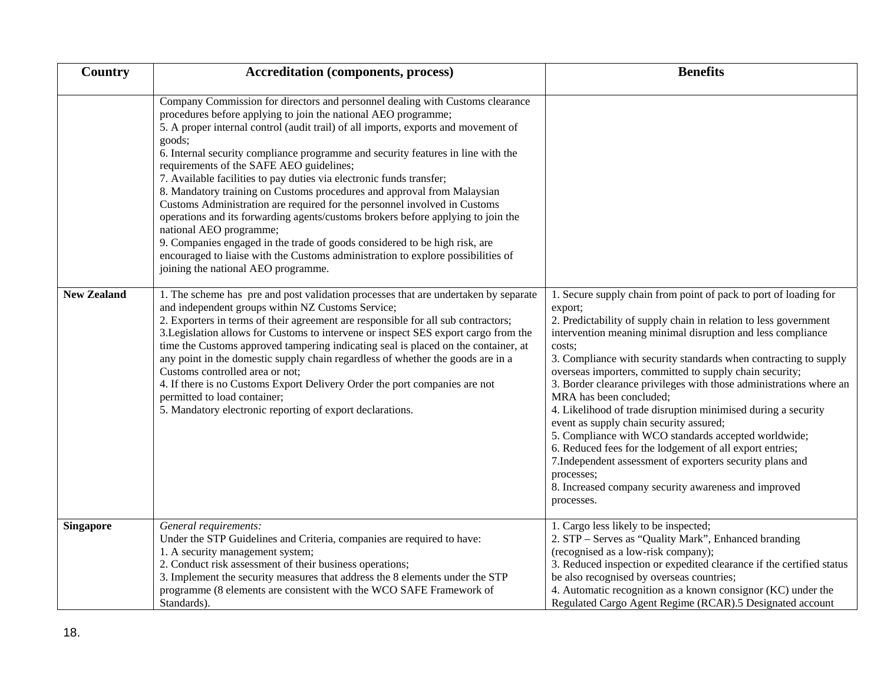| Country | Accreditation (components, process) | Benefits |
|---|---|---|
| | Company Commission for directors and personnel dealing with Customs clearance procedures before applying to join the national AEO programme;<br>5. A proper internal control (audit trail) of all imports, exports and movement of goods;<br>6. Internal security compliance programme and security features in line with the requirements of the SAFE AEO guidelines;<br>7. Available facilities to pay duties via electronic funds transfer;<br>8. Mandatory training on Customs procedures and approval from Malaysian Customs Administration are required for the personnel involved in Customs operations and its forwarding agents/customs brokers before applying to join the national AEO programme;<br>9. Companies engaged in the trade of goods considered to be high risk, are encouraged to liaise with the Customs administration to explore possibilities of joining the national AEO programme. | |
| **New Zealand** | 1. The scheme has pre and post validation processes that are undertaken by separate and independent groups within NZ Customs Service;<br>2. Exporters in terms of their agreement are responsible for all sub contractors;<br>3.Legislation allows for Customs to intervene or inspect SES export cargo from the time the Customs approved tampering indicating seal is placed on the container, at any point in the domestic supply chain regardless of whether the goods are in a Customs controlled area or not;<br>4. If there is no Customs Export Delivery Order the port companies are not permitted to load container;<br>5. Mandatory electronic reporting of export declarations. | 1. Secure supply chain from point of pack to port of loading for export;<br>2. Predictability of supply chain in relation to less government intervention meaning minimal disruption and less compliance costs;<br>3. Compliance with security standards when contracting to supply overseas importers, committed to supply chain security;<br>3. Border clearance privileges with those administrations where an MRA has been concluded;<br>4. Likelihood of trade disruption minimised during a security event as supply chain security assured;<br>5. Compliance with WCO standards accepted worldwide;<br>6. Reduced fees for the lodgement of all export entries;<br>7.Independent assessment of exporters security plans and processes;<br>8. Increased company security awareness and improved processes. |
| **Singapore** | *General requirements:*<br>Under the STP Guidelines and Criteria, companies are required to have:<br>1. A security management system;<br>2. Conduct risk assessment of their business operations;<br>3. Implement the security measures that address the 8 elements under the STP programme (8 elements are consistent with the WCO SAFE Framework of Standards). | 1. Cargo less likely to be inspected;<br>2. STP – Serves as "Quality Mark", Enhanced branding (recognised as a low-risk company);<br>3. Reduced inspection or expedited clearance if the certified status be also recognised by overseas countries;<br>4. Automatic recognition as a known consignor (KC) under the Regulated Cargo Agent Regime (RCAR).5 Designated account |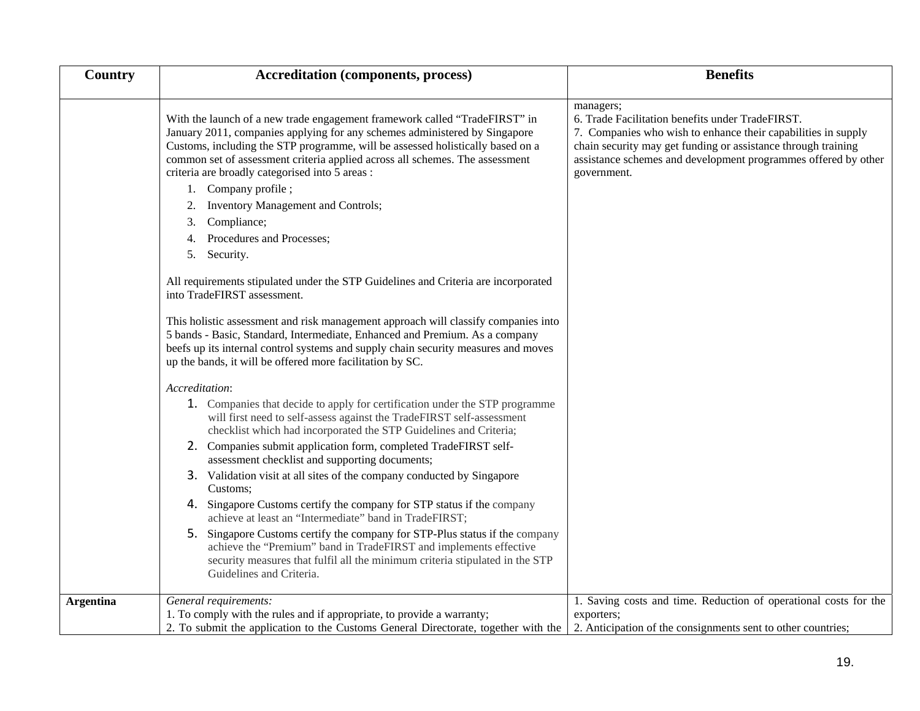| Country | Accreditation (components, process) | Benefits |
|---|---|---|
| | With the launch of a new trade engagement framework called "TradeFIRST" in January 2011, companies applying for any schemes administered by Singapore Customs, including the STP programme, will be assessed holistically based on a common set of assessment criteria applied across all schemes. The assessment criteria are broadly categorised into 5 areas :<br>1. Company profile ;<br>2. Inventory Management and Controls;<br>3. Compliance;<br>4. Procedures and Processes;<br>5. Security.<br><br>All requirements stipulated under the STP Guidelines and Criteria are incorporated into TradeFIRST assessment.<br><br>This holistic assessment and risk management approach will classify companies into 5 bands - Basic, Standard, Intermediate, Enhanced and Premium. As a company beefs up its internal control systems and supply chain security measures and moves up the bands, it will be offered more facilitation by SC.<br><br>*Accreditation*:<br>1. Companies that decide to apply for certification under the STP programme will first need to self-assess against the TradeFIRST self-assessment checklist which had incorporated the STP Guidelines and Criteria;<br>2. Companies submit application form, completed TradeFIRST self-assessment checklist and supporting documents;<br>3. Validation visit at all sites of the company conducted by Singapore Customs;<br>4. Singapore Customs certify the company for STP status if the company achieve at least an "Intermediate" band in TradeFIRST;<br>5. Singapore Customs certify the company for STP-Plus status if the company achieve the "Premium" band in TradeFIRST and implements effective security measures that fulfil all the minimum criteria stipulated in the STP Guidelines and Criteria. | managers;<br>6. Trade Facilitation benefits under TradeFIRST.<br>7. Companies who wish to enhance their capabilities in supply chain security may get funding or assistance through training assistance schemes and development programmes offered by other government. |
| **Argentina** | *General requirements:*<br>1. To comply with the rules and if appropriate, to provide a warranty;<br>2. To submit the application to the Customs General Directorate, together with the | 1. Saving costs and time. Reduction of operational costs for the exporters;<br>2. Anticipation of the consignments sent to other countries; |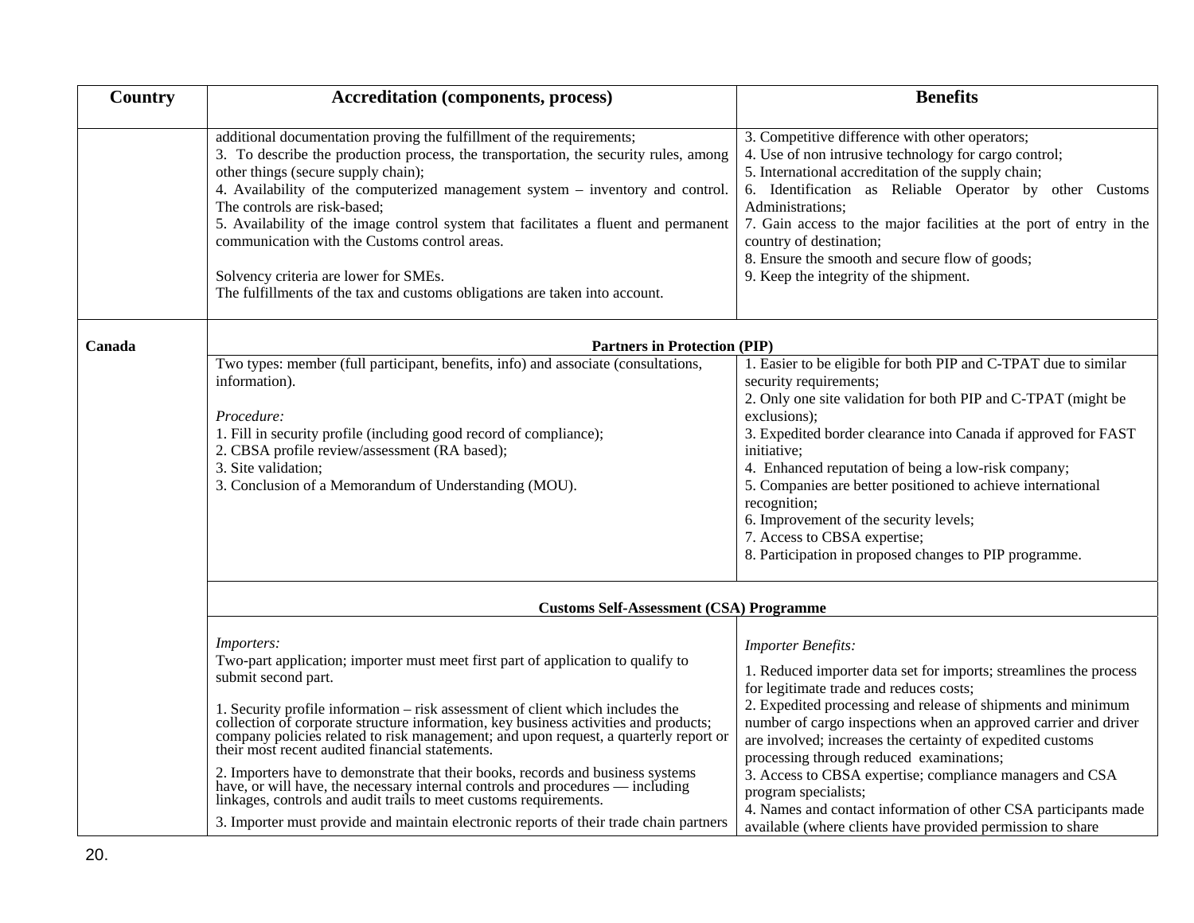| Country | Accreditation (components, process) | Benefits |
|---|---|---|
| | additional documentation proving the fulfillment of the requirements;<br>3. To describe the production process, the transportation, the security rules, among other things (secure supply chain);<br>4. Availability of the computerized management system – inventory and control. The controls are risk-based;<br>5. Availability of the image control system that facilitates a fluent and permanent communication with the Customs control areas.<br><br>Solvency criteria are lower for SMEs.<br>The fulfillments of the tax and customs obligations are taken into account. | 3. Competitive difference with other operators;<br>4. Use of non intrusive technology for cargo control;<br>5. International accreditation of the supply chain;<br>6. Identification as Reliable Operator by other Customs Administrations;<br>7. Gain access to the major facilities at the port of entry in the country of destination;<br>8. Ensure the smooth and secure flow of goods;<br>9. Keep the integrity of the shipment. |
| **Canada** | **Partners in Protection (PIP)** | |
| | Two types: member (full participant, benefits, info) and associate (consultations, information).<br><br>*Procedure:*<br>1. Fill in security profile (including good record of compliance);<br>2. CBSA profile review/assessment (RA based);<br>3. Site validation;<br>3. Conclusion of a Memorandum of Understanding (MOU). | 1. Easier to be eligible for both PIP and C-TPAT due to similar security requirements;<br>2. Only one site validation for both PIP and C-TPAT (might be exclusions);<br>3. Expedited border clearance into Canada if approved for FAST initiative;<br>4. Enhanced reputation of being a low-risk company;<br>5. Companies are better positioned to achieve international recognition;<br>6. Improvement of the security levels;<br>7. Access to CBSA expertise;<br>8. Participation in proposed changes to PIP programme. |
| | **Customs Self-Assessment (CSA) Programme** | |
| | *Importers:*<br>Two-part application; importer must meet first part of application to qualify to submit second part.<br><br>1. Security profile information – risk assessment of client which includes the collection of corporate structure information, key business activities and products; company policies related to risk management; and upon request, a quarterly report or their most recent audited financial statements.<br><br>2. Importers have to demonstrate that their books, records and business systems have, or will have, the necessary internal controls and procedures — including linkages, controls and audit trails to meet customs requirements.<br><br>3. Importer must provide and maintain electronic reports of their trade chain partners | *Importer Benefits:*<br><br>1. Reduced importer data set for imports; streamlines the process for legitimate trade and reduces costs;<br>2. Expedited processing and release of shipments and minimum number of cargo inspections when an approved carrier and driver are involved; increases the certainty of expedited customs processing through reduced examinations;<br>3. Access to CBSA expertise; compliance managers and CSA program specialists;<br>4. Names and contact information of other CSA participants made available (where clients have provided permission to share |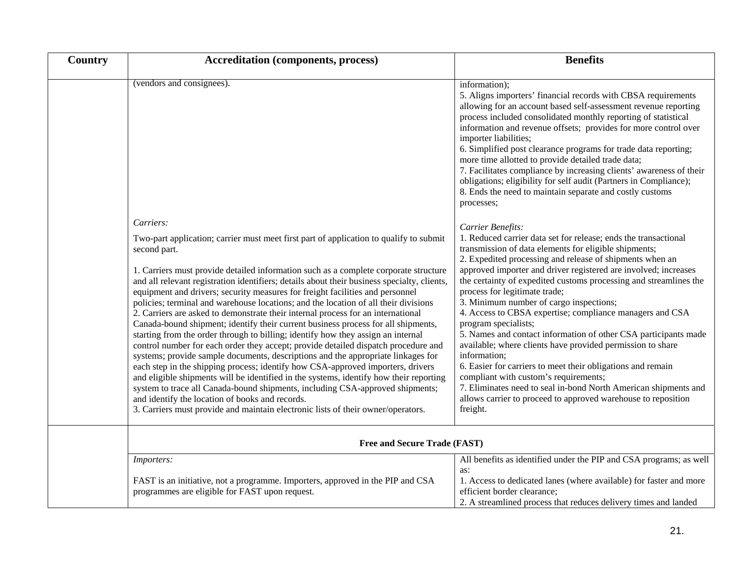| Country | Accreditation (components, process) | Benefits |
|---|---|---|
| | (vendors and consignees). | information);<br>5. Aligns importers' financial records with CBSA requirements allowing for an account based self-assessment revenue reporting process included consolidated monthly reporting of statistical information and revenue offsets; provides for more control over importer liabilities;<br>6. Simplified post clearance programs for trade data reporting; more time allotted to provide detailed trade data;<br>7. Facilitates compliance by increasing clients' awareness of their obligations; eligibility for self audit (Partners in Compliance);<br>8. Ends the need to maintain separate and costly customs processes; |
| | *Carriers:*<br><br>Two-part application; carrier must meet first part of application to qualify to submit second part.<br><br>1. Carriers must provide detailed information such as a complete corporate structure and all relevant registration identifiers; details about their business specialty, clients, equipment and drivers; security measures for freight facilities and personnel policies; terminal and warehouse locations; and the location of all their divisions<br>2. Carriers are asked to demonstrate their internal process for an international Canada-bound shipment; identify their current business process for all shipments, starting from the order through to billing; identify how they assign an internal control number for each order they accept; provide detailed dispatch procedure and systems; provide sample documents, descriptions and the appropriate linkages for each step in the shipping process; identify how CSA-approved importers, drivers and eligible shipments will be identified in the systems, identify how their reporting system to trace all Canada-bound shipments, including CSA-approved shipments; and identify the location of books and records.<br>3. Carriers must provide and maintain electronic lists of their owner/operators. | *Carrier Benefits:*<br>1. Reduced carrier data set for release; ends the transactional transmission of data elements for eligible shipments;<br>2. Expedited processing and release of shipments when an approved importer and driver registered are involved; increases the certainty of expedited customs processing and streamlines the process for legitimate trade;<br>3. Minimum number of cargo inspections;<br>4. Access to CBSA expertise; compliance managers and CSA program specialists;<br>5. Names and contact information of other CSA participants made available; where clients have provided permission to share information;<br>6. Easier for carriers to meet their obligations and remain compliant with custom's requirements;<br>7. Eliminates need to seal in-bond North American shipments and allows carrier to proceed to approved warehouse to reposition freight. |
| | **Free and Secure Trade (FAST)** | |
| | *Importers:*<br><br>FAST is an initiative, not a programme. Importers, approved in the PIP and CSA programmes are eligible for FAST upon request. | All benefits as identified under the PIP and CSA programs; as well as:<br>1. Access to dedicated lanes (where available) for faster and more efficient border clearance;<br>2. A streamlined process that reduces delivery times and landed |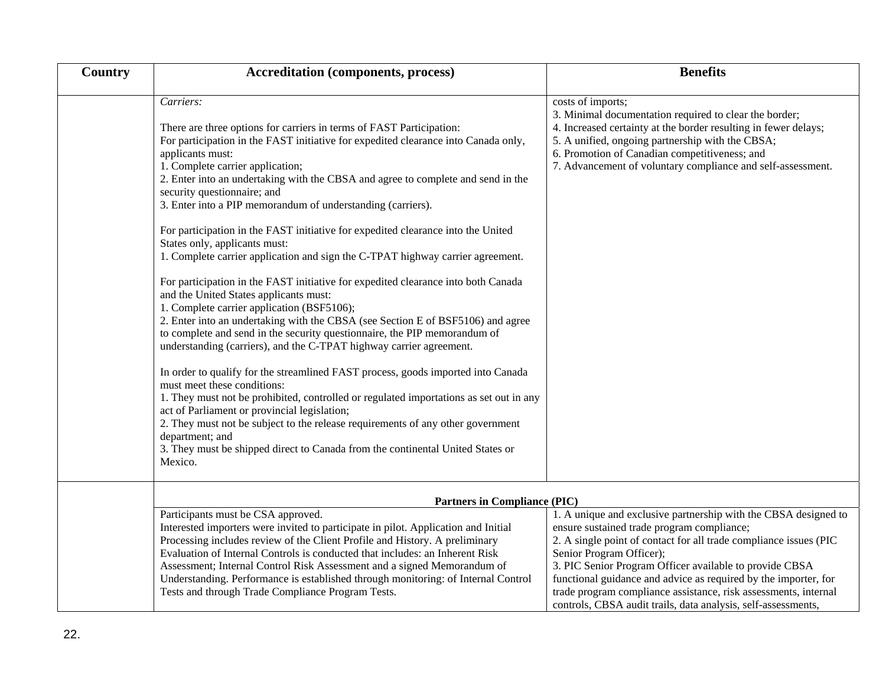| Country | Accreditation (components, process) | Benefits |
|---|---|---|
| | *Carriers:*<br><br>There are three options for carriers in terms of FAST Participation:<br>For participation in the FAST initiative for expedited clearance into Canada only, applicants must:<br>1. Complete carrier application;<br>2. Enter into an undertaking with the CBSA and agree to complete and send in the security questionnaire; and<br>3. Enter into a PIP memorandum of understanding (carriers).<br><br>For participation in the FAST initiative for expedited clearance into the United States only, applicants must:<br>1. Complete carrier application and sign the C-TPAT highway carrier agreement.<br><br>For participation in the FAST initiative for expedited clearance into both Canada and the United States applicants must:<br>1. Complete carrier application (BSF5106);<br>2. Enter into an undertaking with the CBSA (see Section E of BSF5106) and agree to complete and send in the security questionnaire, the PIP memorandum of understanding (carriers), and the C-TPAT highway carrier agreement.<br><br>In order to qualify for the streamlined FAST process, goods imported into Canada must meet these conditions:<br>1. They must not be prohibited, controlled or regulated importations as set out in any act of Parliament or provincial legislation;<br>2. They must not be subject to the release requirements of any other government department; and<br>3. They must be shipped direct to Canada from the continental United States or Mexico. | costs of imports;<br>3. Minimal documentation required to clear the border;<br>4. Increased certainty at the border resulting in fewer delays;<br>5. A unified, ongoing partnership with the CBSA;<br>6. Promotion of Canadian competitiveness; and<br>7. Advancement of voluntary compliance and self-assessment. |
| | **Partners in Compliance (PIC)** | |
| | Participants must be CSA approved.<br>Interested importers were invited to participate in pilot. Application and Initial Processing includes review of the Client Profile and History. A preliminary Evaluation of Internal Controls is conducted that includes: an Inherent Risk Assessment; Internal Control Risk Assessment and a signed Memorandum of Understanding. Performance is established through monitoring: of Internal Control Tests and through Trade Compliance Program Tests. | 1. A unique and exclusive partnership with the CBSA designed to ensure sustained trade program compliance;<br>2. A single point of contact for all trade compliance issues (PIC Senior Program Officer);<br>3. PIC Senior Program Officer available to provide CBSA functional guidance and advice as required by the importer, for trade program compliance assistance, risk assessments, internal controls, CBSA audit trails, data analysis, self-assessments, |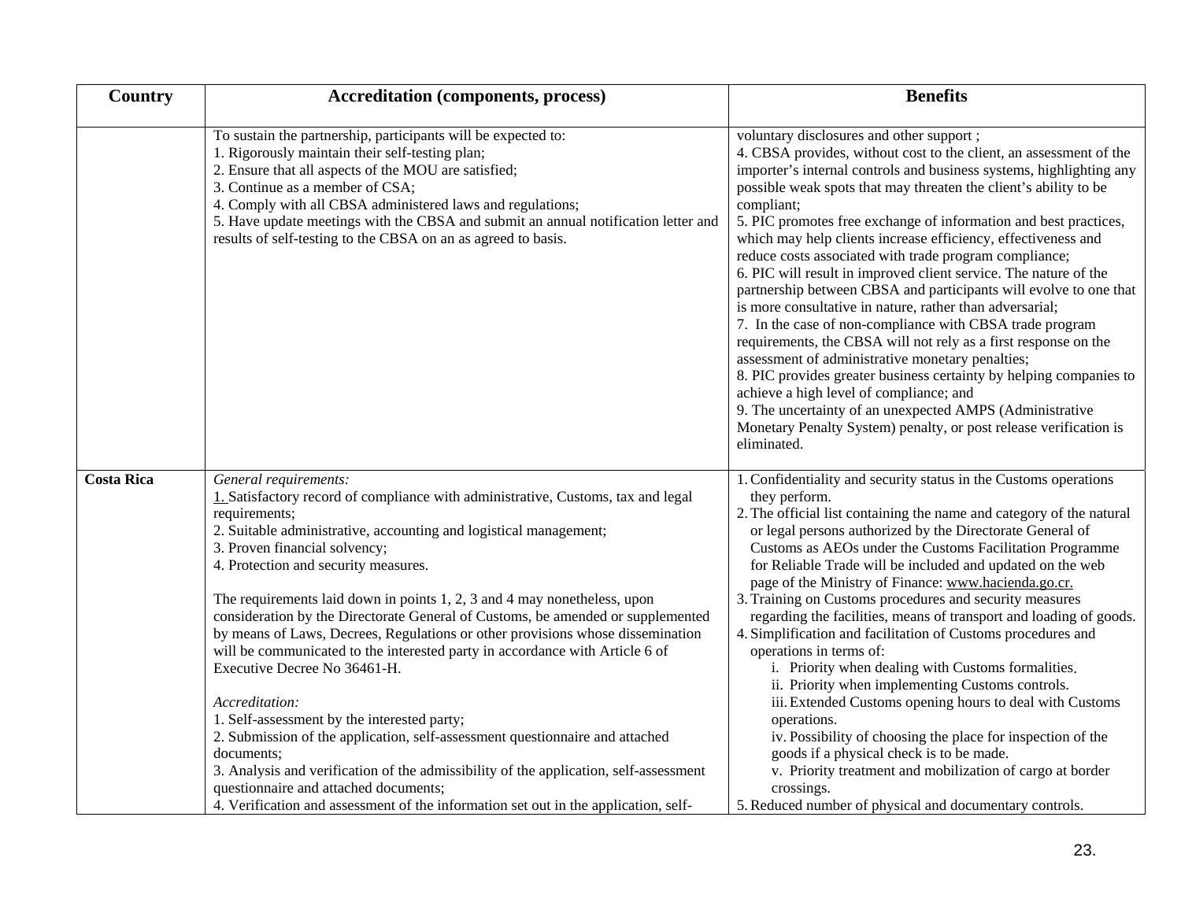| Country | Accreditation (components, process) | Benefits |
|---|---|---|
| | To sustain the partnership, participants will be expected to:<br>1. Rigorously maintain their self-testing plan;<br>2. Ensure that all aspects of the MOU are satisfied;<br>3. Continue as a member of CSA;<br>4. Comply with all CBSA administered laws and regulations;<br>5. Have update meetings with the CBSA and submit an annual notification letter and results of self-testing to the CBSA on an as agreed to basis. | voluntary disclosures and other support ;<br>4. CBSA provides, without cost to the client, an assessment of the importer's internal controls and business systems, highlighting any possible weak spots that may threaten the client's ability to be compliant;<br>5. PIC promotes free exchange of information and best practices, which may help clients increase efficiency, effectiveness and reduce costs associated with trade program compliance;<br>6. PIC will result in improved client service. The nature of the partnership between CBSA and participants will evolve to one that is more consultative in nature, rather than adversarial;<br>7. In the case of non-compliance with CBSA trade program requirements, the CBSA will not rely as a first response on the assessment of administrative monetary penalties;<br>8. PIC provides greater business certainty by helping companies to achieve a high level of compliance; and<br>9. The uncertainty of an unexpected AMPS (Administrative Monetary Penalty System) penalty, or post release verification is eliminated. |
| **Costa Rica** | *General requirements:*<br>1. Satisfactory record of compliance with administrative, Customs, tax and legal requirements;<br>2. Suitable administrative, accounting and logistical management;<br>3. Proven financial solvency;<br>4. Protection and security measures.<br><br>The requirements laid down in points 1, 2, 3 and 4 may nonetheless, upon consideration by the Directorate General of Customs, be amended or supplemented by means of Laws, Decrees, Regulations or other provisions whose dissemination will be communicated to the interested party in accordance with Article 6 of Executive Decree No 36461-H.<br><br>*Accreditation:*<br>1. Self-assessment by the interested party;<br>2. Submission of the application, self-assessment questionnaire and attached documents;<br>3. Analysis and verification of the admissibility of the application, self-assessment questionnaire and attached documents;<br>4. Verification and assessment of the information set out in the application, self- | 1. Confidentiality and security status in the Customs operations they perform.<br>2. The official list containing the name and category of the natural or legal persons authorized by the Directorate General of Customs as AEOs under the Customs Facilitation Programme for Reliable Trade will be included and updated on the web page of the Ministry of Finance: www.hacienda.go.cr.<br>3. Training on Customs procedures and security measures regarding the facilities, means of transport and loading of goods.<br>4. Simplification and facilitation of Customs procedures and operations in terms of:<br>i. Priority when dealing with Customs formalities.<br>ii. Priority when implementing Customs controls.<br>iii. Extended Customs opening hours to deal with Customs operations.<br>iv. Possibility of choosing the place for inspection of the goods if a physical check is to be made.<br>v. Priority treatment and mobilization of cargo at border crossings.<br>5. Reduced number of physical and documentary controls. |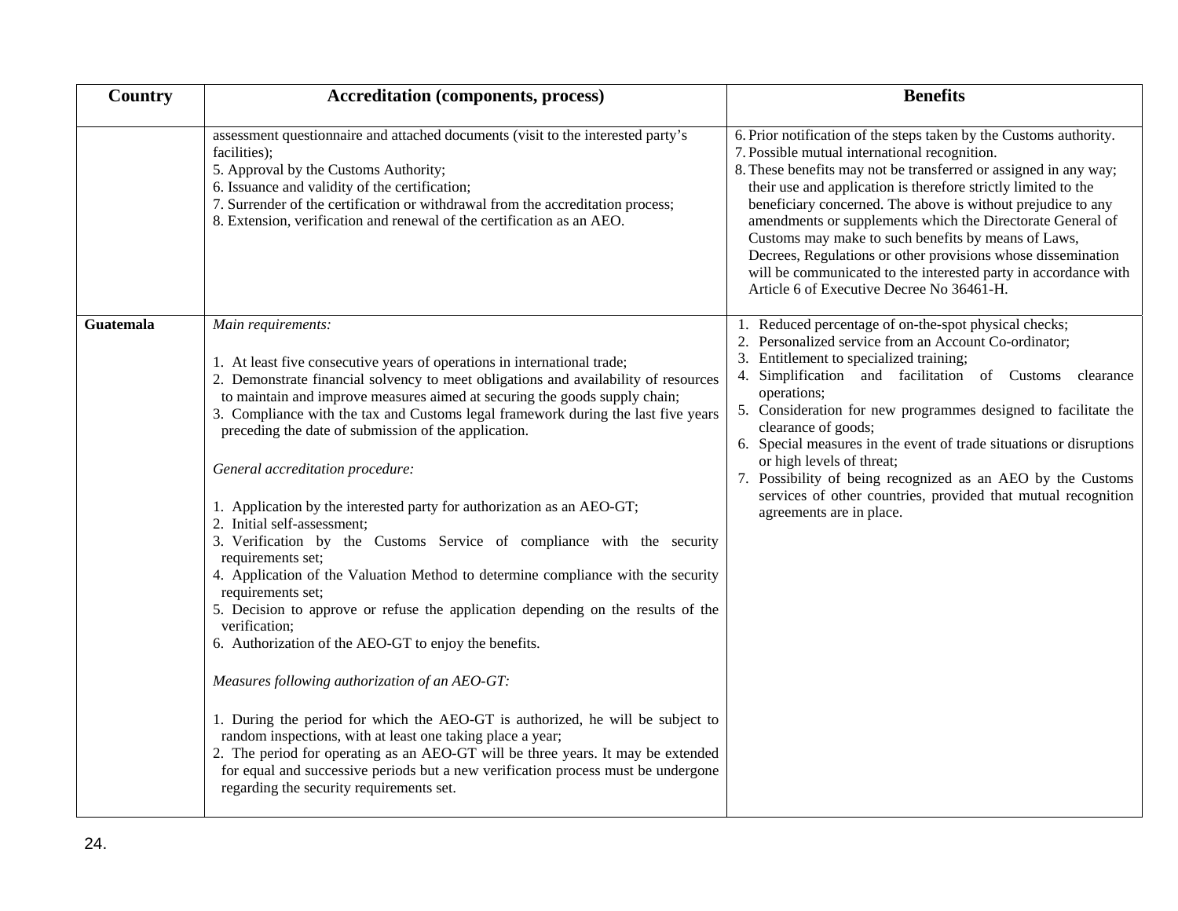| Country | Accreditation (components, process) | Benefits |
|---|---|---|
| | assessment questionnaire and attached documents (visit to the interested party's facilities);<br>5. Approval by the Customs Authority;<br>6. Issuance and validity of the certification;<br>7. Surrender of the certification or withdrawal from the accreditation process;<br>8. Extension, verification and renewal of the certification as an AEO. | 6. Prior notification of the steps taken by the Customs authority.<br>7. Possible mutual international recognition.<br>8. These benefits may not be transferred or assigned in any way; their use and application is therefore strictly limited to the beneficiary concerned. The above is without prejudice to any amendments or supplements which the Directorate General of Customs may make to such benefits by means of Laws, Decrees, Regulations or other provisions whose dissemination will be communicated to the interested party in accordance with Article 6 of Executive Decree No 36461-H. |
| **Guatemala** | *Main requirements:*<br><br>1. At least five consecutive years of operations in international trade;<br>2. Demonstrate financial solvency to meet obligations and availability of resources to maintain and improve measures aimed at securing the goods supply chain;<br>3. Compliance with the tax and Customs legal framework during the last five years preceding the date of submission of the application.<br><br>*General accreditation procedure:*<br><br>1. Application by the interested party for authorization as an AEO-GT;<br>2. Initial self-assessment;<br>3. Verification by the Customs Service of compliance with the security requirements set;<br>4. Application of the Valuation Method to determine compliance with the security requirements set;<br>5. Decision to approve or refuse the application depending on the results of the verification;<br>6. Authorization of the AEO-GT to enjoy the benefits.<br><br>*Measures following authorization of an AEO-GT:*<br><br>1. During the period for which the AEO-GT is authorized, he will be subject to random inspections, with at least one taking place a year;<br>2. The period for operating as an AEO-GT will be three years. It may be extended for equal and successive periods but a new verification process must be undergone regarding the security requirements set. | 1. Reduced percentage of on-the-spot physical checks;<br>2. Personalized service from an Account Co-ordinator;<br>3. Entitlement to specialized training;<br>4. Simplification and facilitation of Customs clearance operations;<br>5. Consideration for new programmes designed to facilitate the clearance of goods;<br>6. Special measures in the event of trade situations or disruptions or high levels of threat;<br>7. Possibility of being recognized as an AEO by the Customs services of other countries, provided that mutual recognition agreements are in place. |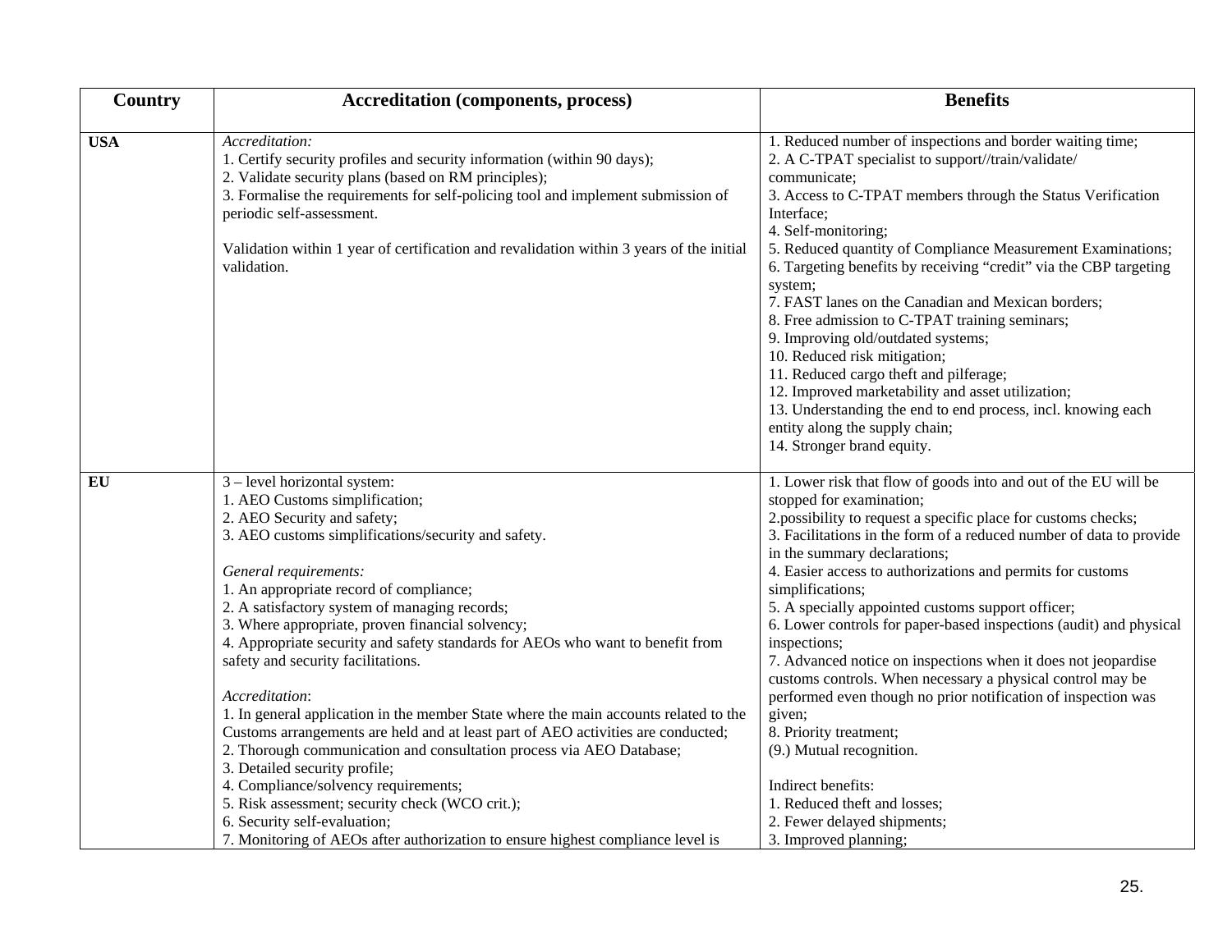| Country | Accreditation (components, process) | Benefits |
|---|---|---|
| **USA** | *Accreditation:*<br>1. Certify security profiles and security information (within 90 days);<br>2. Validate security plans (based on RM principles);<br>3. Formalise the requirements for self-policing tool and implement submission of periodic self-assessment.<br><br>Validation within 1 year of certification and revalidation within 3 years of the initial validation. | 1. Reduced number of inspections and border waiting time;<br>2. A C-TPAT specialist to support//train/validate/ communicate;<br>3. Access to C-TPAT members through the Status Verification Interface;<br>4. Self-monitoring;<br>5. Reduced quantity of Compliance Measurement Examinations;<br>6. Targeting benefits by receiving "credit" via the CBP targeting system;<br>7. FAST lanes on the Canadian and Mexican borders;<br>8. Free admission to C-TPAT training seminars;<br>9. Improving old/outdated systems;<br>10. Reduced risk mitigation;<br>11. Reduced cargo theft and pilferage;<br>12. Improved marketability and asset utilization;<br>13. Understanding the end to end process, incl. knowing each entity along the supply chain;<br>14. Stronger brand equity. |
| **EU** | 3 – level horizontal system:<br>1. AEO Customs simplification;<br>2. AEO Security and safety;<br>3. AEO customs simplifications/security and safety.<br><br>*General requirements:*<br>1. An appropriate record of compliance;<br>2. A satisfactory system of managing records;<br>3. Where appropriate, proven financial solvency;<br>4. Appropriate security and safety standards for AEOs who want to benefit from safety and security facilitations.<br><br>*Accreditation*:<br>1. In general application in the member State where the main accounts related to the Customs arrangements are held and at least part of AEO activities are conducted;<br>2. Thorough communication and consultation process via AEO Database;<br>3. Detailed security profile;<br>4. Compliance/solvency requirements;<br>5. Risk assessment; security check (WCO crit.);<br>6. Security self-evaluation;<br>7. Monitoring of AEOs after authorization to ensure highest compliance level is | 1. Lower risk that flow of goods into and out of the EU will be stopped for examination;<br>2.possibility to request a specific place for customs checks;<br>3. Facilitations in the form of a reduced number of data to provide in the summary declarations;<br>4. Easier access to authorizations and permits for customs simplifications;<br>5. A specially appointed customs support officer;<br>6. Lower controls for paper-based inspections (audit) and physical inspections;<br>7. Advanced notice on inspections when it does not jeopardise customs controls. When necessary a physical control may be performed even though no prior notification of inspection was given;<br>8. Priority treatment;<br>(9.) Mutual recognition.<br><br>Indirect benefits:<br>1. Reduced theft and losses;<br>2. Fewer delayed shipments;<br>3. Improved planning; |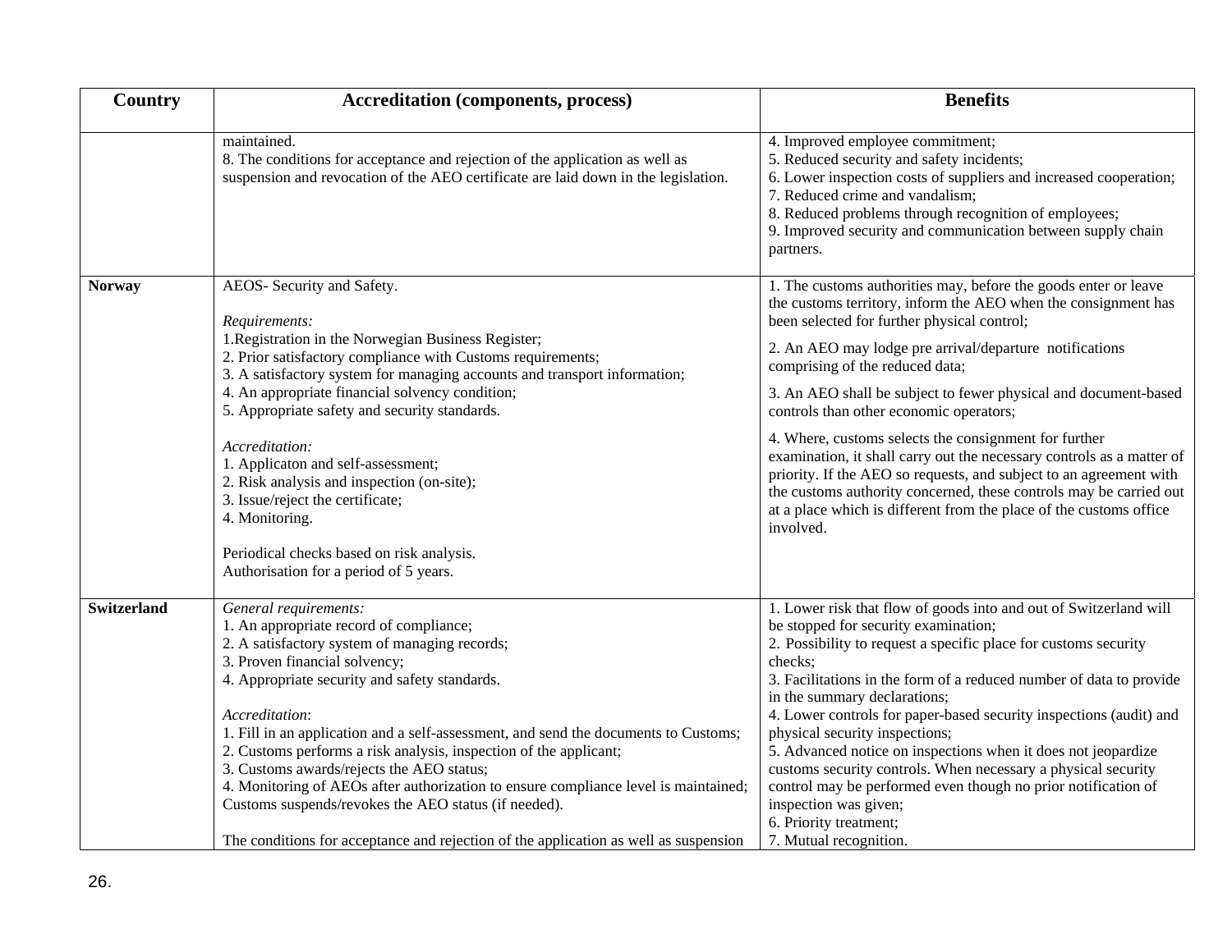| Country | Accreditation (components, process) | Benefits |
|---|---|---|
| | maintained.<br>8. The conditions for acceptance and rejection of the application as well as suspension and revocation of the AEO certificate are laid down in the legislation. | 4. Improved employee commitment;<br>5. Reduced security and safety incidents;<br>6. Lower inspection costs of suppliers and increased cooperation;<br>7. Reduced crime and vandalism;<br>8. Reduced problems through recognition of employees;<br>9. Improved security and communication between supply chain partners. |
| **Norway** | AEOS- Security and Safety.<br><br>*Requirements:*<br>1.Registration in the Norwegian Business Register;<br>2. Prior satisfactory compliance with Customs requirements;<br>3. A satisfactory system for managing accounts and transport information;<br>4. An appropriate financial solvency condition;<br>5. Appropriate safety and security standards.<br><br>*Accreditation:*<br>1. Applicaton and self-assessment;<br>2. Risk analysis and inspection (on-site);<br>3. Issue/reject the certificate;<br>4. Monitoring.<br><br>Periodical checks based on risk analysis.<br>Authorisation for a period of 5 years. | 1. The customs authorities may, before the goods enter or leave the customs territory, inform the AEO when the consignment has been selected for further physical control;<br><br>2. An AEO may lodge pre arrival/departure notifications comprising of the reduced data;<br><br>3. An AEO shall be subject to fewer physical and document-based controls than other economic operators;<br><br>4. Where, customs selects the consignment for further examination, it shall carry out the necessary controls as a matter of priority. If the AEO so requests, and subject to an agreement with the customs authority concerned, these controls may be carried out at a place which is different from the place of the customs office involved. |
| **Switzerland** | *General requirements:*<br>1. An appropriate record of compliance;<br>2. A satisfactory system of managing records;<br>3. Proven financial solvency;<br>4. Appropriate security and safety standards.<br><br>*Accreditation*:<br>1. Fill in an application and a self-assessment, and send the documents to Customs;<br>2. Customs performs a risk analysis, inspection of the applicant;<br>3. Customs awards/rejects the AEO status;<br>4. Monitoring of AEOs after authorization to ensure compliance level is maintained; Customs suspends/revokes the AEO status (if needed).<br><br>The conditions for acceptance and rejection of the application as well as suspension | 1. Lower risk that flow of goods into and out of Switzerland will be stopped for security examination;<br>2. Possibility to request a specific place for customs security checks;<br>3. Facilitations in the form of a reduced number of data to provide in the summary declarations;<br>4. Lower controls for paper-based security inspections (audit) and physical security inspections;<br>5. Advanced notice on inspections when it does not jeopardize customs security controls. When necessary a physical security control may be performed even though no prior notification of inspection was given;<br>6. Priority treatment;<br>7. Mutual recognition. |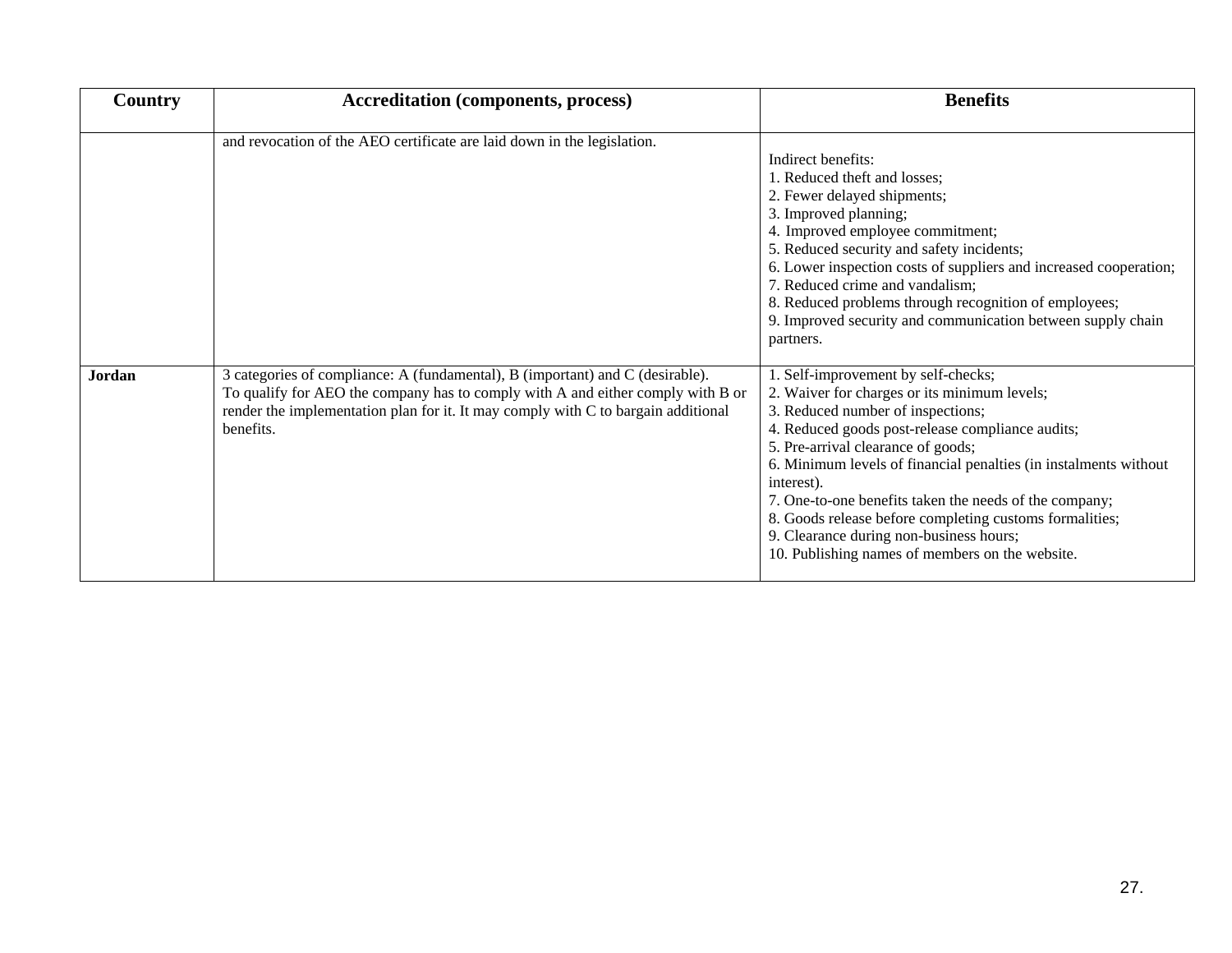| Country | Accreditation (components, process) | Benefits |
| --- | --- | --- |
| | and revocation of the AEO certificate are laid down in the legislation. | Indirect benefits:<br>1. Reduced theft and losses;<br>2. Fewer delayed shipments;<br>3. Improved planning;<br>4. Improved employee commitment;<br>5. Reduced security and safety incidents;<br>6. Lower inspection costs of suppliers and increased cooperation;<br>7. Reduced crime and vandalism;<br>8. Reduced problems through recognition of employees;<br>9. Improved security and communication between supply chain partners. |
| **Jordan** | 3 categories of compliance: A (fundamental), B (important) and C (desirable).<br>To qualify for AEO the company has to comply with A and either comply with B or render the implementation plan for it. It may comply with C to bargain additional benefits. | 1. Self-improvement by self-checks;<br>2. Waiver for charges or its minimum levels;<br>3. Reduced number of inspections;<br>4. Reduced goods post-release compliance audits;<br>5. Pre-arrival clearance of goods;<br>6. Minimum levels of financial penalties (in instalments without interest).<br>7. One-to-one benefits taken the needs of the company;<br>8. Goods release before completing customs formalities;<br>9. Clearance during non-business hours;<br>10. Publishing names of members on the website. |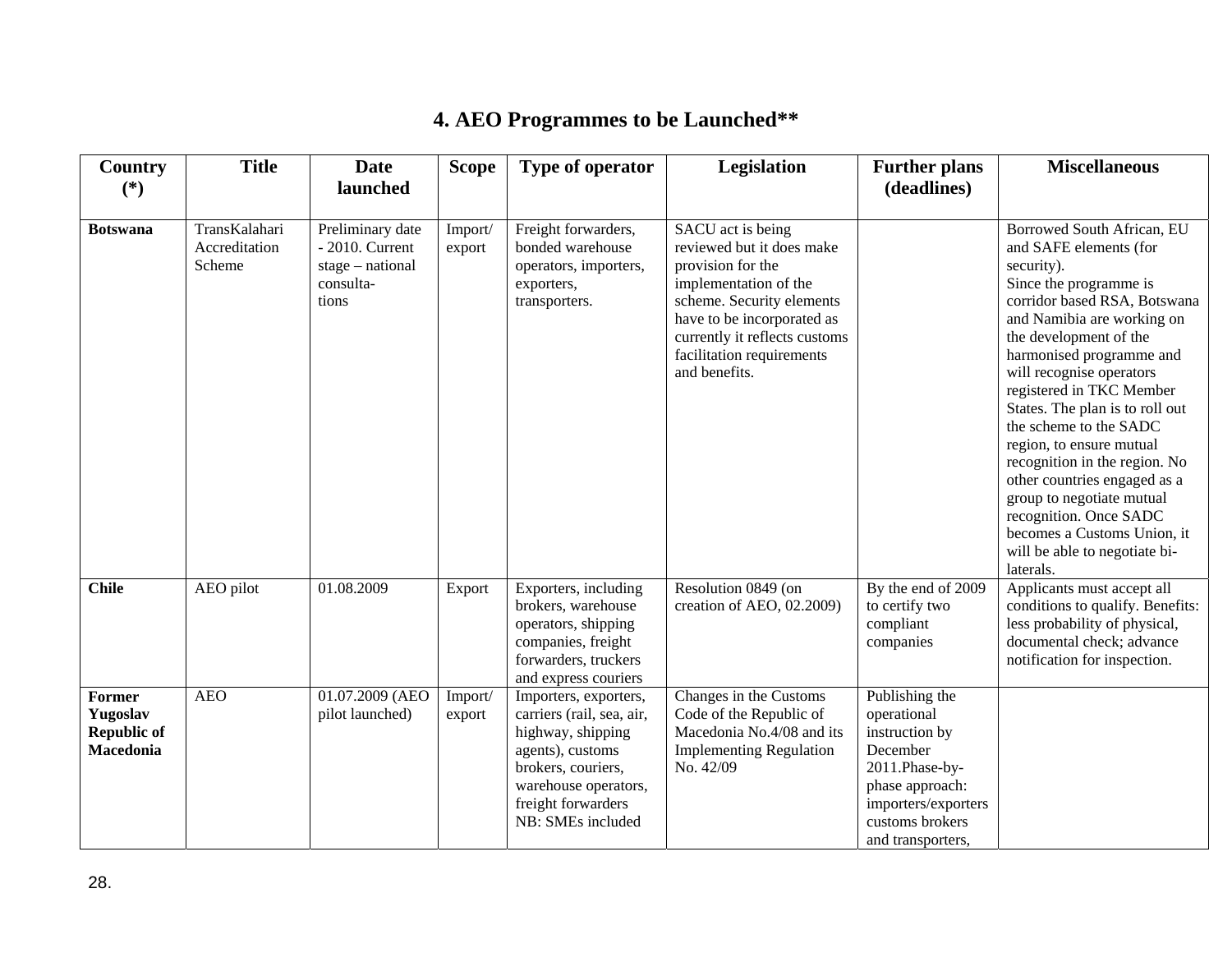## 4. AEO Programmes to be Launched**

| Country (*) | Title | Date launched | Scope | Type of operator | Legislation | Further plans (deadlines) | Miscellaneous |
|---|---|---|---|---|---|---|---|
| **Botswana** | TransKalahari Accreditation Scheme | Preliminary date - 2010. Current stage – national consulta-tions | Import/ export | Freight forwarders, bonded warehouse operators, importers, exporters, transporters. | SACU act is being reviewed but it does make provision for the implementation of the scheme. Security elements have to be incorporated as currently it reflects customs facilitation requirements and benefits. | | Borrowed South African, EU and SAFE elements (for security). Since the programme is corridor based RSA, Botswana and Namibia are working on the development of the harmonised programme and will recognise operators registered in TKC Member States. The plan is to roll out the scheme to the SADC region, to ensure mutual recognition in the region. No other countries engaged as a group to negotiate mutual recognition. Once SADC becomes a Customs Union, it will be able to negotiate bi-laterals. |
| **Chile** | AEO pilot | 01.08.2009 | Export | Exporters, including brokers, warehouse operators, shipping companies, freight forwarders, truckers and express couriers | Resolution 0849 (on creation of AEO, 02.2009) | By the end of 2009 to certify two compliant companies | Applicants must accept all conditions to qualify. Benefits: less probability of physical, documental check; advance notification for inspection. |
| **Former Yugoslav Republic of Macedonia** | AEO | 01.07.2009 (AEO pilot launched) | Import/ export | Importers, exporters, carriers (rail, sea, air, highway, shipping agents), customs brokers, couriers, warehouse operators, freight forwarders NB: SMEs included | Changes in the Customs Code of the Republic of Macedonia No.4/08 and its Implementing Regulation No. 42/09 | Publishing the operational instruction by December 2011.Phase-by-phase approach: importers/exporters customs brokers and transporters, | |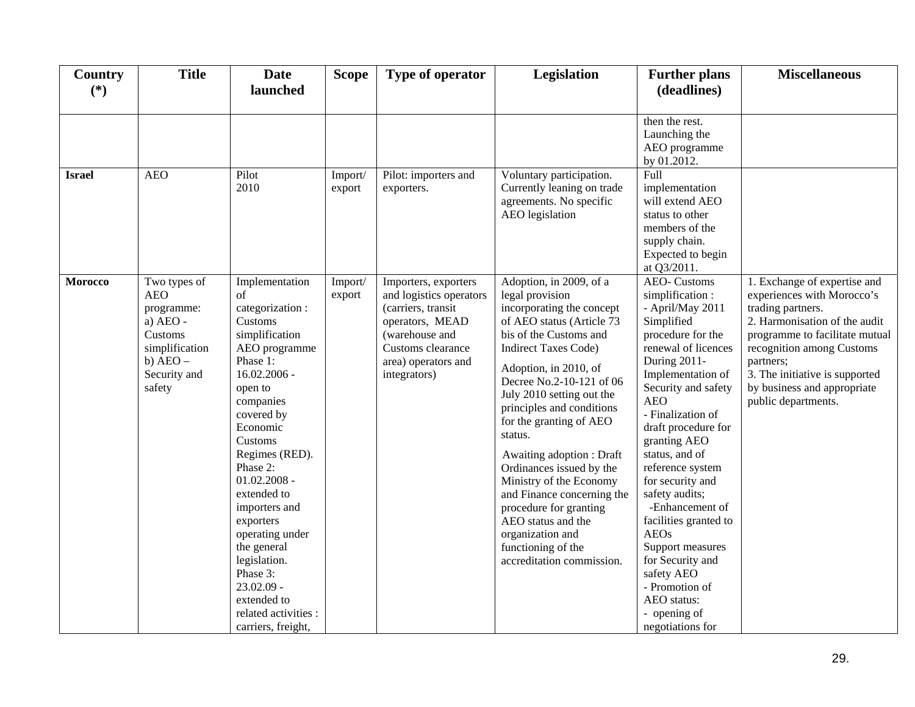| Country (*) | Title | Date launched | Scope | Type of operator | Legislation | Further plans (deadlines) | Miscellaneous |
|---|---|---|---|---|---|---|---|
| | | | | | | then the rest. Launching the AEO programme by 01.2012. | |
| **Israel** | AEO | Pilot 2010 | Import/ export | Pilot: importers and exporters. | Voluntary participation. Currently leaning on trade agreements. No specific AEO legislation | Full implementation will extend AEO status to other members of the supply chain. Expected to begin at Q3/2011. | |
| **Morocco** | Two types of AEO programme: a) AEO - Customs simplification b) AEO – Security and safety | Implementation of categorization : Customs simplification AEO programme Phase 1: 16.02.2006 - open to companies covered by Economic Customs Regimes (RED). Phase 2: 01.02.2008 - extended to importers and exporters operating under the general legislation. Phase 3: 23.02.09 - extended to related activities : carriers, freight, | Import/ export | Importers, exporters and logistics operators (carriers, transit operators, MEAD (warehouse and Customs clearance area) operators and integrators) | Adoption, in 2009, of a legal provision incorporating the concept of AEO status (Article 73 bis of the Customs and Indirect Taxes Code)<br><br>Adoption, in 2010, of Decree No.2-10-121 of 06 July 2010 setting out the principles and conditions for the granting of AEO status.<br><br>Awaiting adoption : Draft Ordinances issued by the Ministry of the Economy and Finance concerning the procedure for granting AEO status and the organization and functioning of the accreditation commission. | AEO- Customs simplification : - April/May 2011 Simplified procedure for the renewal of licences During 2011- Implementation of Security and safety AEO - Finalization of draft procedure for granting AEO status, and of reference system for security and safety audits; -Enhancement of facilities granted to AEOs Support measures for Security and safety AEO - Promotion of AEO status: - opening of negotiations for | 1. Exchange of expertise and experiences with Morocco's trading partners.<br>2. Harmonisation of the audit programme to facilitate mutual recognition among Customs partners;<br>3. The initiative is supported by business and appropriate public departments. |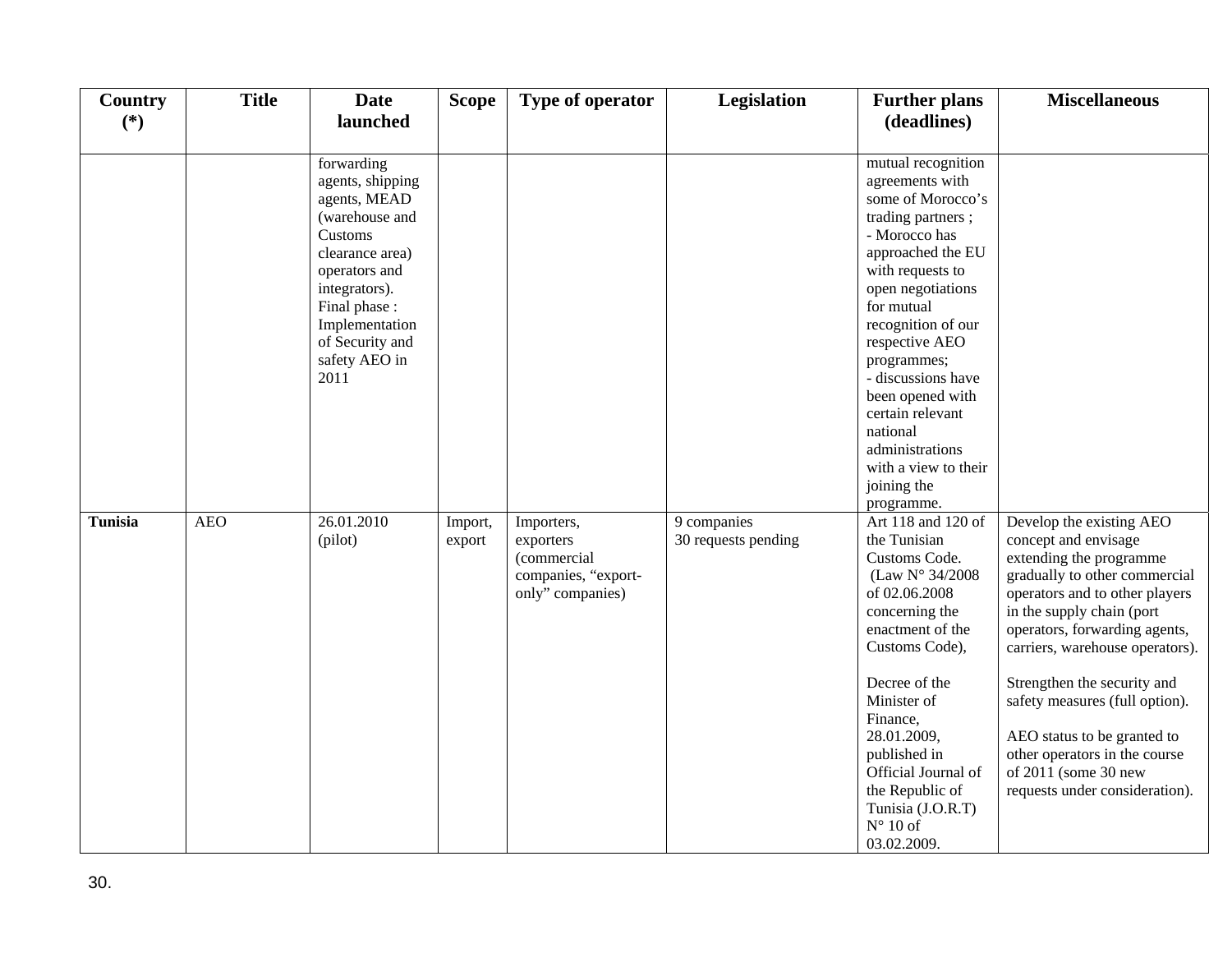| Country (*) | Title | Date launched | Scope | Type of operator | Legislation | Further plans (deadlines) | Miscellaneous |
|---|---|---|---|---|---|---|---|
| | | forwarding agents, shipping agents, MEAD (warehouse and Customs clearance area) operators and integrators). Final phase : Implementation of Security and safety AEO in 2011 | | | | mutual recognition agreements with some of Morocco's trading partners ; - Morocco has approached the EU with requests to open negotiations for mutual recognition of our respective AEO programmes; - discussions have been opened with certain relevant national administrations with a view to their joining the programme. | |
| **Tunisia** | AEO | 26.01.2010 (pilot) | Import, export | Importers, exporters (commercial companies, "export-only" companies) | 9 companies 30 requests pending | Art 118 and 120 of the Tunisian Customs Code. (Law N° 34/2008 of 02.06.2008 concerning the enactment of the Customs Code), Decree of the Minister of Finance, 28.01.2009, published in Official Journal of the Republic of Tunisia (J.O.R.T) N° 10 of 03.02.2009. | Develop the existing AEO concept and envisage extending the programme gradually to other commercial operators and to other players in the supply chain (port operators, forwarding agents, carriers, warehouse operators). Strengthen the security and safety measures (full option). AEO status to be granted to other operators in the course of 2011 (some 30 new requests under consideration). |

30.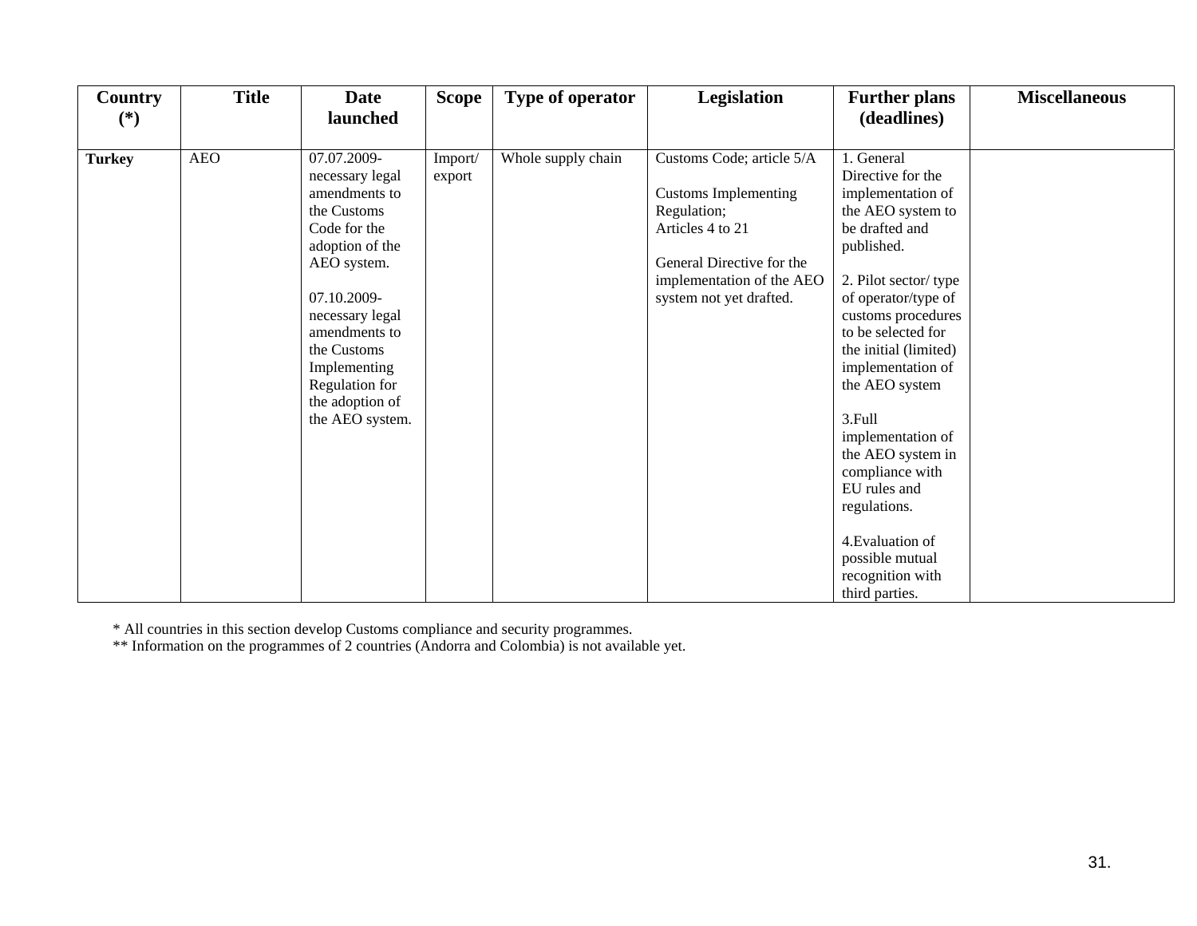| Country (*) | Title | Date launched | Scope | Type of operator | Legislation | Further plans (deadlines) | Miscellaneous |
|---|---|---|---|---|---|---|---|
| **Turkey** | AEO | 07.07.2009- necessary legal amendments to the Customs Code for the adoption of the AEO system.<br><br>07.10.2009- necessary legal amendments to the Customs Implementing Regulation for the adoption of the AEO system. | Import/ export | Whole supply chain | Customs Code; article 5/A<br><br>Customs Implementing Regulation;<br>Articles 4 to 21<br><br>General Directive for the implementation of the AEO system not yet drafted. | 1. General Directive for the implementation of the AEO system to be drafted and published.<br><br>2. Pilot sector/ type of operator/type of customs procedures to be selected for the initial (limited) implementation of the AEO system<br><br>3.Full implementation of the AEO system in compliance with EU rules and regulations.<br><br>4.Evaluation of possible mutual recognition with third parties. | |

\* All countries in this section develop Customs compliance and security programmes.
\*\* Information on the programmes of 2 countries (Andorra and Colombia) is not available yet.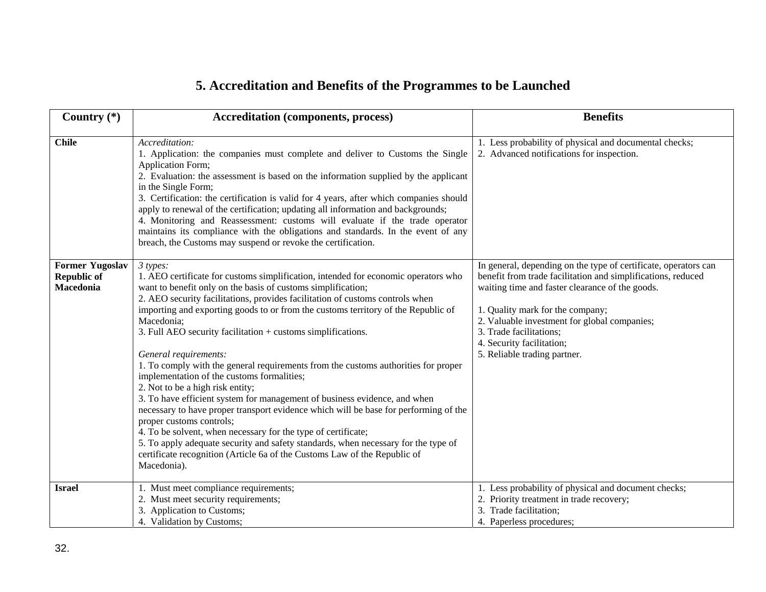# 5. Accreditation and Benefits of the Programmes to be Launched

| Country (*) | Accreditation (components, process) | Benefits |
|---|---|---|
| **Chile** | *Accreditation:*<br>1. Application: the companies must complete and deliver to Customs the Single Application Form;<br>2. Evaluation: the assessment is based on the information supplied by the applicant in the Single Form;<br>3. Certification: the certification is valid for 4 years, after which companies should apply to renewal of the certification; updating all information and backgrounds;<br>4. Monitoring and Reassessment: customs will evaluate if the trade operator maintains its compliance with the obligations and standards. In the event of any breach, the Customs may suspend or revoke the certification. | 1. Less probability of physical and documental checks;<br>2. Advanced notifications for inspection. |
| **Former Yugoslav Republic of Macedonia** | *3 types:*<br>1. AEO certificate for customs simplification, intended for economic operators who want to benefit only on the basis of customs simplification;<br>2. AEO security facilitations, provides facilitation of customs controls when importing and exporting goods to or from the customs territory of the Republic of Macedonia;<br>3. Full AEO security facilitation + customs simplifications.<br><br>*General requirements:*<br>1. To comply with the general requirements from the customs authorities for proper implementation of the customs formalities;<br>2. Not to be a high risk entity;<br>3. To have efficient system for management of business evidence, and when necessary to have proper transport evidence which will be base for performing of the proper customs controls;<br>4. To be solvent, when necessary for the type of certificate;<br>5. To apply adequate security and safety standards, when necessary for the type of certificate recognition (Article 6a of the Customs Law of the Republic of Macedonia). | In general, depending on the type of certificate, operators can benefit from trade facilitation and simplifications, reduced waiting time and faster clearance of the goods.<br><br>1. Quality mark for the company;<br>2. Valuable investment for global companies;<br>3. Trade facilitations;<br>4. Security facilitation;<br>5. Reliable trading partner. |
| **Israel** | 1. Must meet compliance requirements;<br>2. Must meet security requirements;<br>3. Application to Customs;<br>4. Validation by Customs; | 1. Less probability of physical and document checks;<br>2. Priority treatment in trade recovery;<br>3. Trade facilitation;<br>4. Paperless procedures; |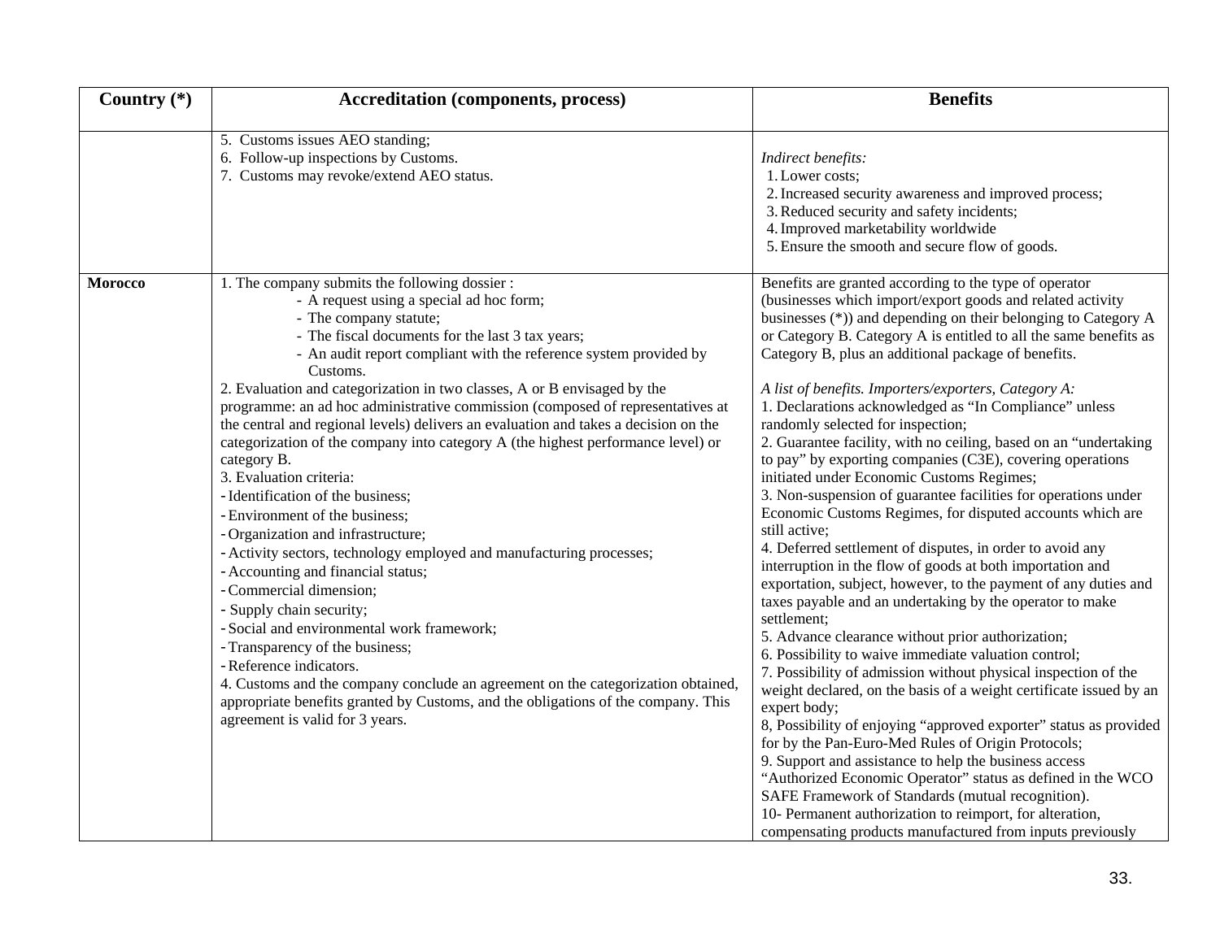| Country (*) | Accreditation (components, process) | Benefits |
|---|---|---|
| | 5. Customs issues AEO standing;<br>6. Follow-up inspections by Customs.<br>7. Customs may revoke/extend AEO status. | *Indirect benefits:*<br>1. Lower costs;<br>2. Increased security awareness and improved process;<br>3. Reduced security and safety incidents;<br>4. Improved marketability worldwide<br>5. Ensure the smooth and secure flow of goods. |
| **Morocco** | 1. The company submits the following dossier :<br>- A request using a special ad hoc form;<br>- The company statute;<br>- The fiscal documents for the last 3 tax years;<br>- An audit report compliant with the reference system provided by Customs.<br>2. Evaluation and categorization in two classes, A or B envisaged by the programme: an ad hoc administrative commission (composed of representatives at the central and regional levels) delivers an evaluation and takes a decision on the categorization of the company into category A (the highest performance level) or category B.<br>3. Evaluation criteria:<br>- Identification of the business;<br>- Environment of the business;<br>- Organization and infrastructure;<br>- Activity sectors, technology employed and manufacturing processes;<br>- Accounting and financial status;<br>- Commercial dimension;<br>- Supply chain security;<br>- Social and environmental work framework;<br>- Transparency of the business;<br>- Reference indicators.<br>4. Customs and the company conclude an agreement on the categorization obtained, appropriate benefits granted by Customs, and the obligations of the company. This agreement is valid for 3 years. | Benefits are granted according to the type of operator (businesses which import/export goods and related activity businesses (*)) and depending on their belonging to Category A or Category B. Category A is entitled to all the same benefits as Category B, plus an additional package of benefits.<br><br>*A list of benefits. Importers/exporters, Category A:*<br>1. Declarations acknowledged as "In Compliance" unless randomly selected for inspection;<br>2. Guarantee facility, with no ceiling, based on an "undertaking to pay" by exporting companies (C3E), covering operations initiated under Economic Customs Regimes;<br>3. Non-suspension of guarantee facilities for operations under Economic Customs Regimes, for disputed accounts which are still active;<br>4. Deferred settlement of disputes, in order to avoid any interruption in the flow of goods at both importation and exportation, subject, however, to the payment of any duties and taxes payable and an undertaking by the operator to make settlement;<br>5. Advance clearance without prior authorization;<br>6. Possibility to waive immediate valuation control;<br>7. Possibility of admission without physical inspection of the weight declared, on the basis of a weight certificate issued by an expert body;<br>8, Possibility of enjoying "approved exporter" status as provided for by the Pan-Euro-Med Rules of Origin Protocols;<br>9. Support and assistance to help the business access "Authorized Economic Operator" status as defined in the WCO SAFE Framework of Standards (mutual recognition).<br>10- Permanent authorization to reimport, for alteration, compensating products manufactured from inputs previously |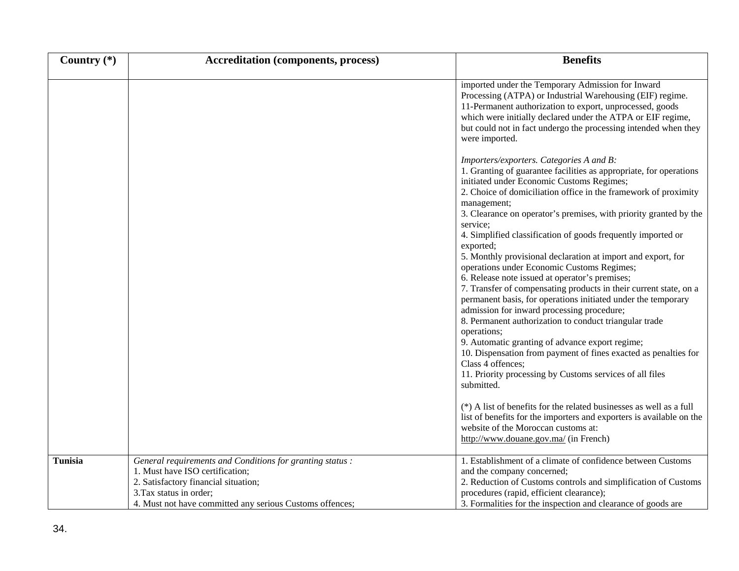| Country (*) | Accreditation (components, process) | Benefits |
| --- | --- | --- |
| | | imported under the Temporary Admission for Inward Processing (ATPA) or Industrial Warehousing (EIF) regime.<br>11-Permanent authorization to export, unprocessed, goods which were initially declared under the ATPA or EIF regime, but could not in fact undergo the processing intended when they were imported.<br><br>*Importers/exporters. Categories A and B:*<br>1. Granting of guarantee facilities as appropriate, for operations initiated under Economic Customs Regimes;<br>2. Choice of domiciliation office in the framework of proximity management;<br>3. Clearance on operator's premises, with priority granted by the service;<br>4. Simplified classification of goods frequently imported or exported;<br>5. Monthly provisional declaration at import and export, for operations under Economic Customs Regimes;<br>6. Release note issued at operator's premises;<br>7. Transfer of compensating products in their current state, on a permanent basis, for operations initiated under the temporary admission for inward processing procedure;<br>8. Permanent authorization to conduct triangular trade operations;<br>9. Automatic granting of advance export regime;<br>10. Dispensation from payment of fines exacted as penalties for Class 4 offences;<br>11. Priority processing by Customs services of all files submitted.<br><br>(*) A list of benefits for the related businesses as well as a full list of benefits for the importers and exporters is available on the website of the Moroccan customs at: http://www.douane.gov.ma/ (in French) |
| **Tunisia** | *General requirements and Conditions for granting status :*<br>1. Must have ISO certification;<br>2. Satisfactory financial situation;<br>3.Tax status in order;<br>4. Must not have committed any serious Customs offences; | 1. Establishment of a climate of confidence between Customs and the company concerned;<br>2. Reduction of Customs controls and simplification of Customs procedures (rapid, efficient clearance);<br>3. Formalities for the inspection and clearance of goods are |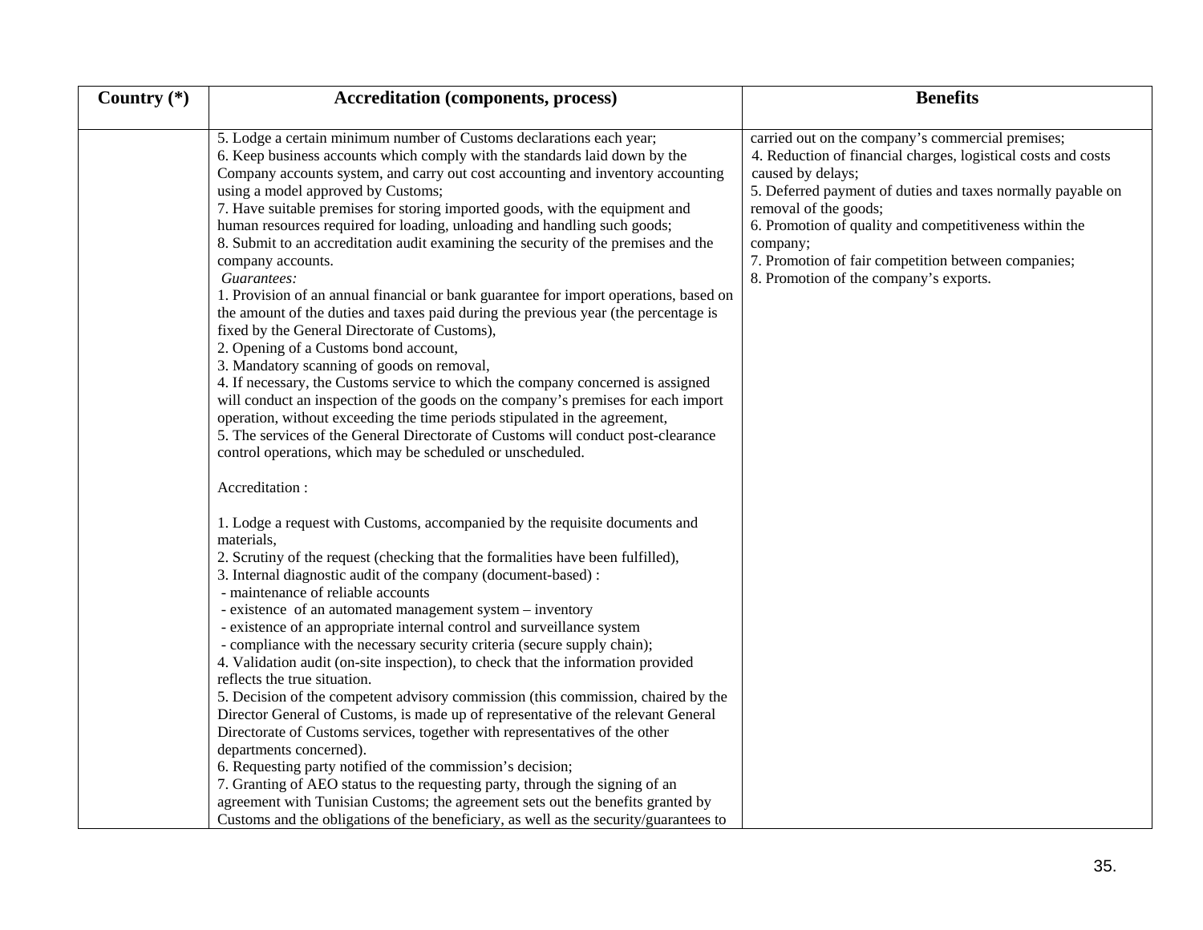| Country (*) | Accreditation (components, process) | Benefits |
|---|---|---|
| | 5. Lodge a certain minimum number of Customs declarations each year;<br>6. Keep business accounts which comply with the standards laid down by the Company accounts system, and carry out cost accounting and inventory accounting using a model approved by Customs;<br>7. Have suitable premises for storing imported goods, with the equipment and human resources required for loading, unloading and handling such goods;<br>8. Submit to an accreditation audit examining the security of the premises and the company accounts.<br>*Guarantees:*<br>1. Provision of an annual financial or bank guarantee for import operations, based on the amount of the duties and taxes paid during the previous year (the percentage is fixed by the General Directorate of Customs),<br>2. Opening of a Customs bond account,<br>3. Mandatory scanning of goods on removal,<br>4. If necessary, the Customs service to which the company concerned is assigned will conduct an inspection of the goods on the company's premises for each import operation, without exceeding the time periods stipulated in the agreement,<br>5. The services of the General Directorate of Customs will conduct post-clearance control operations, which may be scheduled or unscheduled.<br><br>Accreditation :<br><br>1. Lodge a request with Customs, accompanied by the requisite documents and materials,<br>2. Scrutiny of the request (checking that the formalities have been fulfilled),<br>3. Internal diagnostic audit of the company (document-based) :<br>- maintenance of reliable accounts<br>- existence of an automated management system – inventory<br>- existence of an appropriate internal control and surveillance system<br>- compliance with the necessary security criteria (secure supply chain);<br>4. Validation audit (on-site inspection), to check that the information provided reflects the true situation.<br>5. Decision of the competent advisory commission (this commission, chaired by the Director General of Customs, is made up of representative of the relevant General Directorate of Customs services, together with representatives of the other departments concerned).<br>6. Requesting party notified of the commission's decision;<br>7. Granting of AEO status to the requesting party, through the signing of an agreement with Tunisian Customs; the agreement sets out the benefits granted by Customs and the obligations of the beneficiary, as well as the security/guarantees to | carried out on the company's commercial premises;<br>4. Reduction of financial charges, logistical costs and costs caused by delays;<br>5. Deferred payment of duties and taxes normally payable on removal of the goods;<br>6. Promotion of quality and competitiveness within the company;<br>7. Promotion of fair competition between companies;<br>8. Promotion of the company's exports. |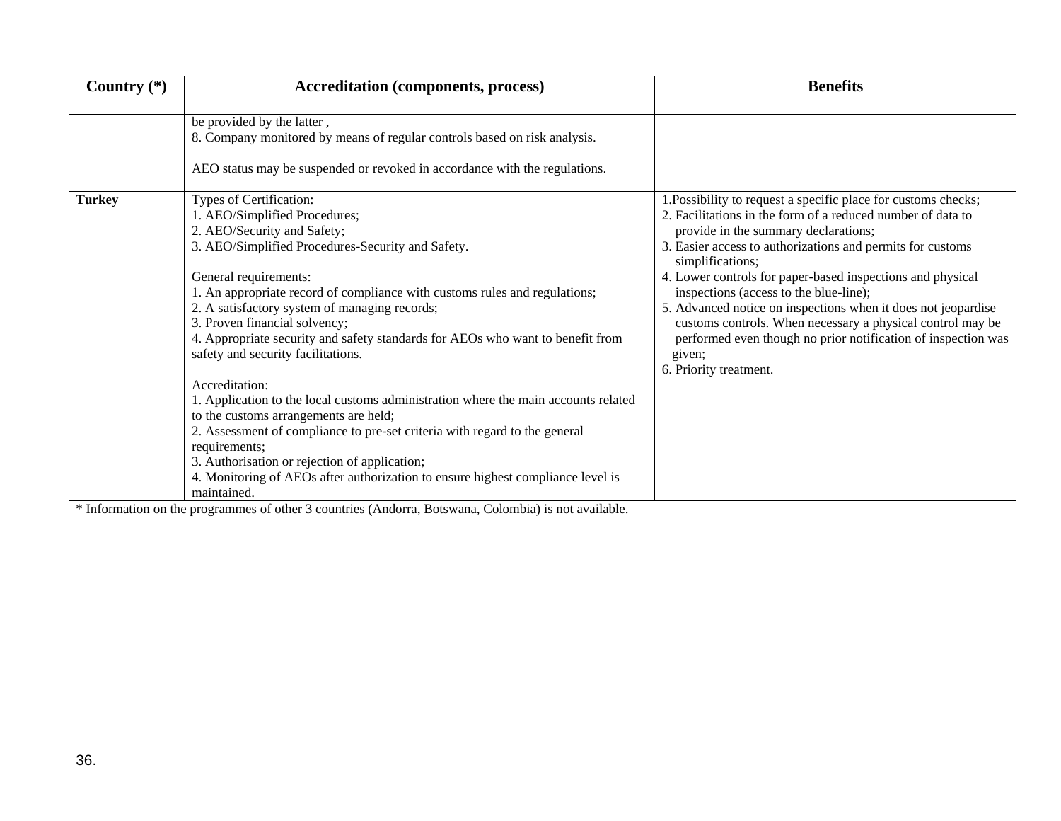| Country (*) | Accreditation (components, process) | Benefits |
|---|---|---|
| | be provided by the latter ,<br>8. Company monitored by means of regular controls based on risk analysis.<br><br>AEO status may be suspended or revoked in accordance with the regulations. | |
| **Turkey** | Types of Certification:<br>1. AEO/Simplified Procedures;<br>2. AEO/Security and Safety;<br>3. AEO/Simplified Procedures-Security and Safety.<br><br>General requirements:<br>1. An appropriate record of compliance with customs rules and regulations;<br>2. A satisfactory system of managing records;<br>3. Proven financial solvency;<br>4. Appropriate security and safety standards for AEOs who want to benefit from safety and security facilitations.<br><br>Accreditation:<br>1. Application to the local customs administration where the main accounts related to the customs arrangements are held;<br>2. Assessment of compliance to pre-set criteria with regard to the general requirements;<br>3. Authorisation or rejection of application;<br>4. Monitoring of AEOs after authorization to ensure highest compliance level is maintained. | 1.Possibility to request a specific place for customs checks;<br>2. Facilitations in the form of a reduced number of data to provide in the summary declarations;<br>3. Easier access to authorizations and permits for customs simplifications;<br>4. Lower controls for paper-based inspections and physical inspections (access to the blue-line);<br>5. Advanced notice on inspections when it does not jeopardise customs controls. When necessary a physical control may be performed even though no prior notification of inspection was given;<br>6. Priority treatment. |

* Information on the programmes of other 3 countries (Andorra, Botswana, Colombia) is not available.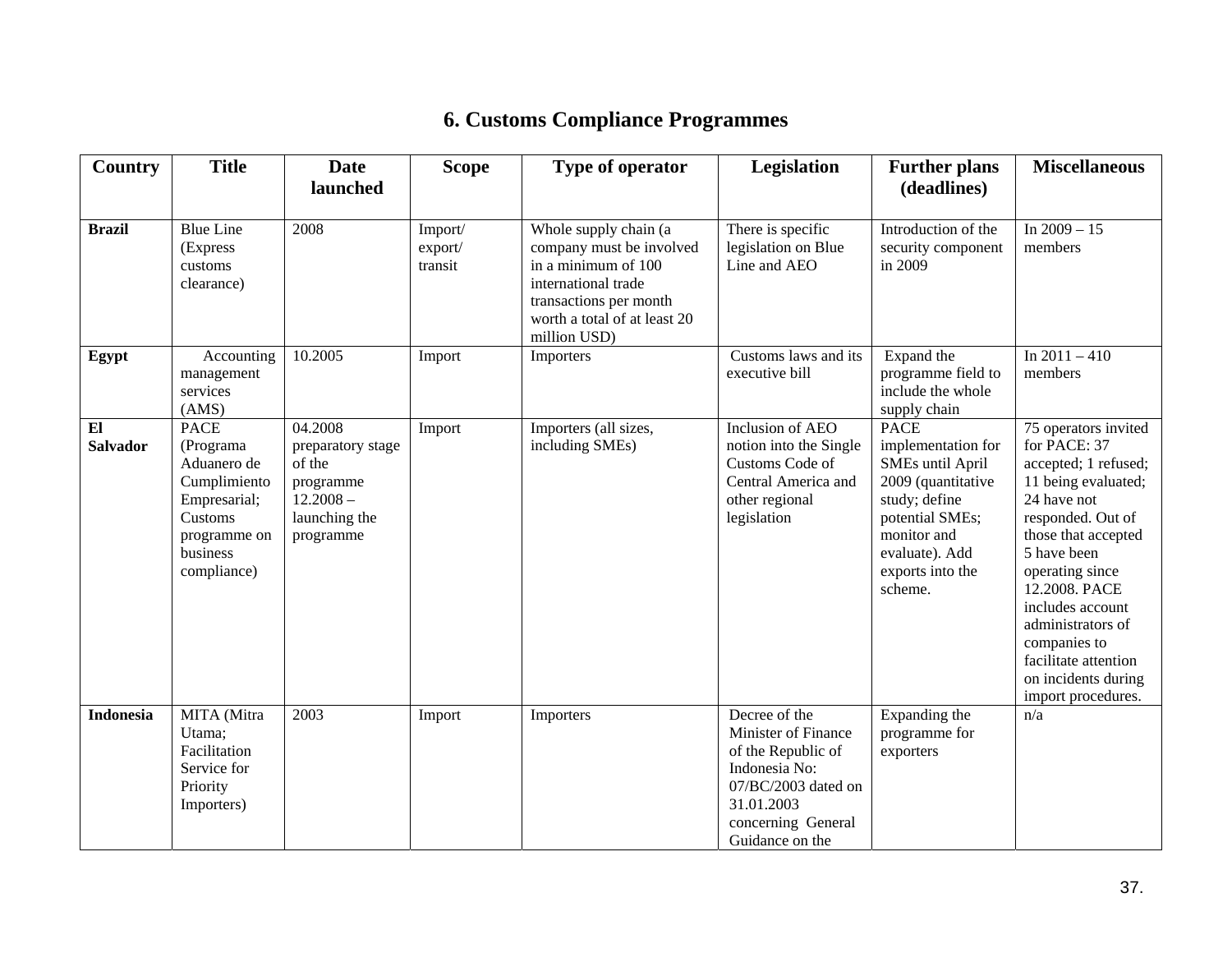# 6. Customs Compliance Programmes

| Country | Title | Date launched | Scope | Type of operator | Legislation | Further plans (deadlines) | Miscellaneous |
|---|---|---|---|---|---|---|---|
| **Brazil** | Blue Line (Express customs clearance) | 2008 | Import/ export/ transit | Whole supply chain (a company must be involved in a minimum of 100 international trade transactions per month worth a total of at least 20 million USD) | There is specific legislation on Blue Line and AEO | Introduction of the security component in 2009 | In 2009 – 15 members |
| **Egypt** | Accounting management services (AMS) | 10.2005 | Import | Importers | Customs laws and its executive bill | Expand the programme field to include the whole supply chain | In 2011 – 410 members |
| **El Salvador** | PACE (Programa Aduanero de Cumplimiento Empresarial; Customs programme on business compliance) | 04.2008 preparatory stage of the programme 12.2008 – launching the programme | Import | Importers (all sizes, including SMEs) | Inclusion of AEO notion into the Single Customs Code of Central America and other regional legislation | PACE implementation for SMEs until April 2009 (quantitative study; define potential SMEs; monitor and evaluate). Add exports into the scheme. | 75 operators invited for PACE: 37 accepted; 1 refused; 11 being evaluated; 24 have not responded. Out of those that accepted 5 have been operating since 12.2008. PACE includes account administrators of companies to facilitate attention on incidents during import procedures. |
| **Indonesia** | MITA (Mitra Utama; Facilitation Service for Priority Importers) | 2003 | Import | Importers | Decree of the Minister of Finance of the Republic of Indonesia No: 07/BC/2003 dated on 31.01.2003 concerning General Guidance on the | Expanding the programme for exporters | n/a |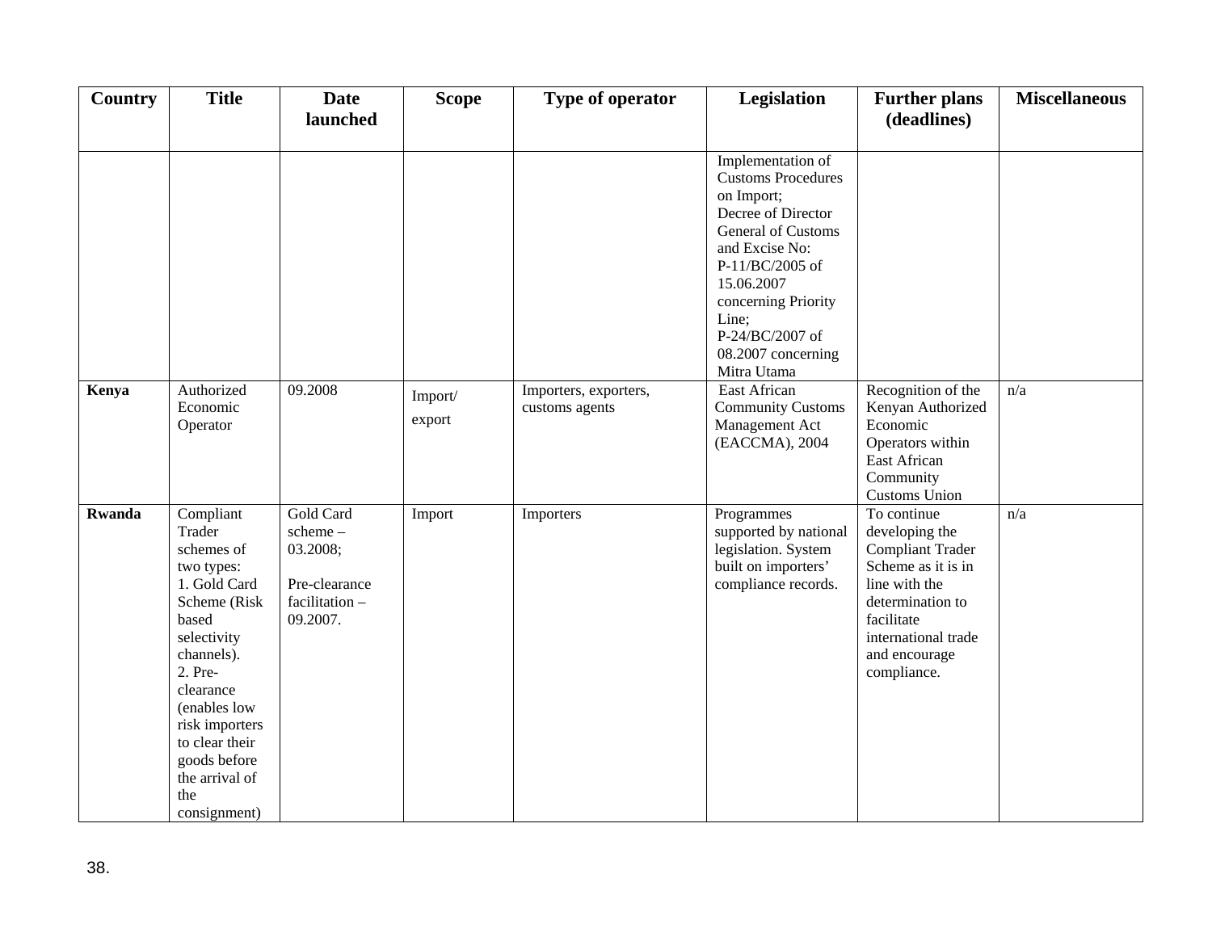| Country | Title | Date launched | Scope | Type of operator | Legislation | Further plans (deadlines) | Miscellaneous |
|---|---|---|---|---|---|---|---|
| | | | | | Implementation of Customs Procedures on Import; Decree of Director General of Customs and Excise No: P-11/BC/2005 of 15.06.2007 concerning Priority Line; P-24/BC/2007 of 08.2007 concerning Mitra Utama | | |
| **Kenya** | Authorized Economic Operator | 09.2008 | Import/ export | Importers, exporters, customs agents | East African Community Customs Management Act (EACCMA), 2004 | Recognition of the Kenyan Authorized Economic Operators within East African Community Customs Union | n/a |
| **Rwanda** | Compliant Trader schemes of two types: 1. Gold Card Scheme (Risk based selectivity channels). 2. Pre-clearance (enables low risk importers to clear their goods before the arrival of the consignment) | Gold Card scheme – 03.2008; Pre-clearance facilitation – 09.2007. | Import | Importers | Programmes supported by national legislation. System built on importers' compliance records. | To continue developing the Compliant Trader Scheme as it is in line with the determination to facilitate international trade and encourage compliance. | n/a |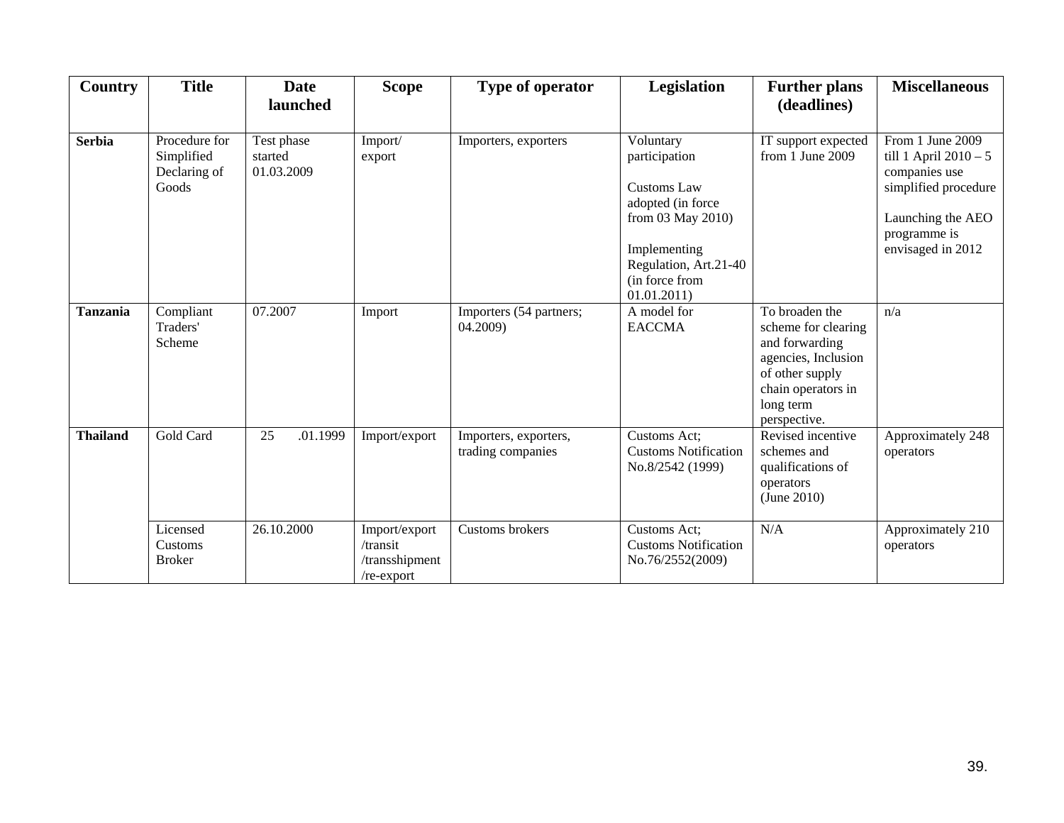| Country | Title | Date launched | Scope | Type of operator | Legislation | Further plans (deadlines) | Miscellaneous |
|---|---|---|---|---|---|---|---|
| **Serbia** | Procedure for Simplified Declaring of Goods | Test phase started 01.03.2009 | Import/ export | Importers, exporters | Voluntary participation<br><br>Customs Law adopted (in force from 03 May 2010)<br><br>Implementing Regulation, Art.21-40 (in force from 01.01.2011) | IT support expected from 1 June 2009 | From 1 June 2009 till 1 April 2010 – 5 companies use simplified procedure<br><br>Launching the AEO programme is envisaged in 2012 |
| **Tanzania** | Compliant Traders' Scheme | 07.2007 | Import | Importers (54 partners; 04.2009) | A model for EACCMA | To broaden the scheme for clearing and forwarding agencies, Inclusion of other supply chain operators in long term perspective. | n/a |
| **Thailand** | Gold Card | 25 .01.1999 | Import/export | Importers, exporters, trading companies | Customs Act; Customs Notification No.8/2542 (1999) | Revised incentive schemes and qualifications of operators (June 2010) | Approximately 248 operators |
| | Licensed Customs Broker | 26.10.2000 | Import/export /transit /transshipment /re-export | Customs brokers | Customs Act; Customs Notification No.76/2552(2009) | N/A | Approximately 210 operators |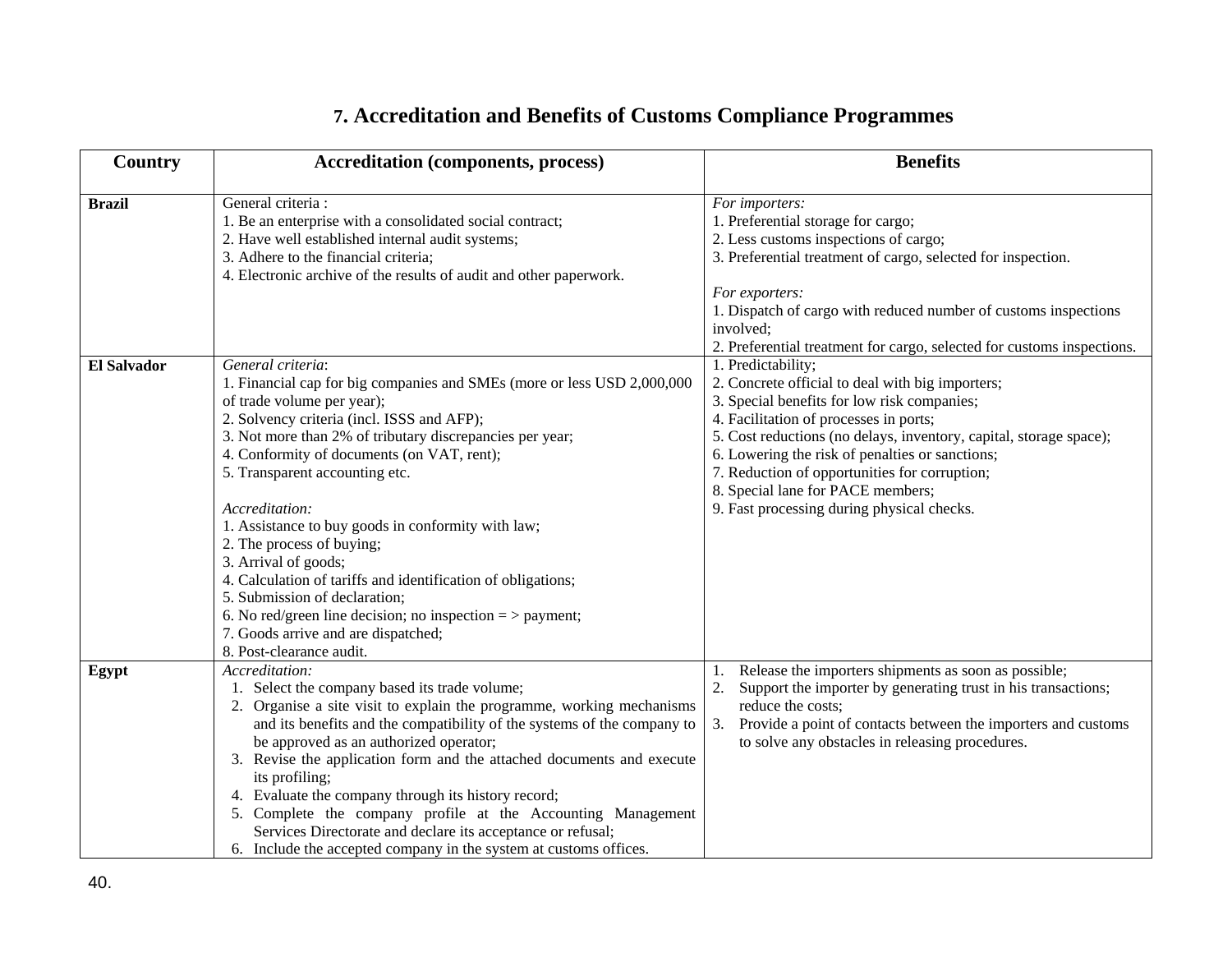## 7. Accreditation and Benefits of Customs Compliance Programmes

| Country | Accreditation (components, process) | Benefits |
|---|---|---|
| **Brazil** | General criteria :<br>1. Be an enterprise with a consolidated social contract;<br>2. Have well established internal audit systems;<br>3. Adhere to the financial criteria;<br>4. Electronic archive of the results of audit and other paperwork. | *For importers:*<br>1. Preferential storage for cargo;<br>2. Less customs inspections of cargo;<br>3. Preferential treatment of cargo, selected for inspection.<br><br>*For exporters:*<br>1. Dispatch of cargo with reduced number of customs inspections involved;<br>2. Preferential treatment for cargo, selected for customs inspections. |
| **El Salvador** | *General criteria*:<br>1. Financial cap for big companies and SMEs (more or less USD 2,000,000 of trade volume per year);<br>2. Solvency criteria (incl. ISSS and AFP);<br>3. Not more than 2% of tributary discrepancies per year;<br>4. Conformity of documents (on VAT, rent);<br>5. Transparent accounting etc.<br><br>*Accreditation:*<br>1. Assistance to buy goods in conformity with law;<br>2. The process of buying;<br>3. Arrival of goods;<br>4. Calculation of tariffs and identification of obligations;<br>5. Submission of declaration;<br>6. No red/green line decision; no inspection = > payment;<br>7. Goods arrive and are dispatched;<br>8. Post-clearance audit. | 1. Predictability;<br>2. Concrete official to deal with big importers;<br>3. Special benefits for low risk companies;<br>4. Facilitation of processes in ports;<br>5. Cost reductions (no delays, inventory, capital, storage space);<br>6. Lowering the risk of penalties or sanctions;<br>7. Reduction of opportunities for corruption;<br>8. Special lane for PACE members;<br>9. Fast processing during physical checks. |
| **Egypt** | *Accreditation:*<br>1. Select the company based its trade volume;<br>2. Organise a site visit to explain the programme, working mechanisms and its benefits and the compatibility of the systems of the company to be approved as an authorized operator;<br>3. Revise the application form and the attached documents and execute its profiling;<br>4. Evaluate the company through its history record;<br>5. Complete the company profile at the Accounting Management Services Directorate and declare its acceptance or refusal;<br>6. Include the accepted company in the system at customs offices. | 1. Release the importers shipments as soon as possible;<br>2. Support the importer by generating trust in his transactions; reduce the costs;<br>3. Provide a point of contacts between the importers and customs to solve any obstacles in releasing procedures. |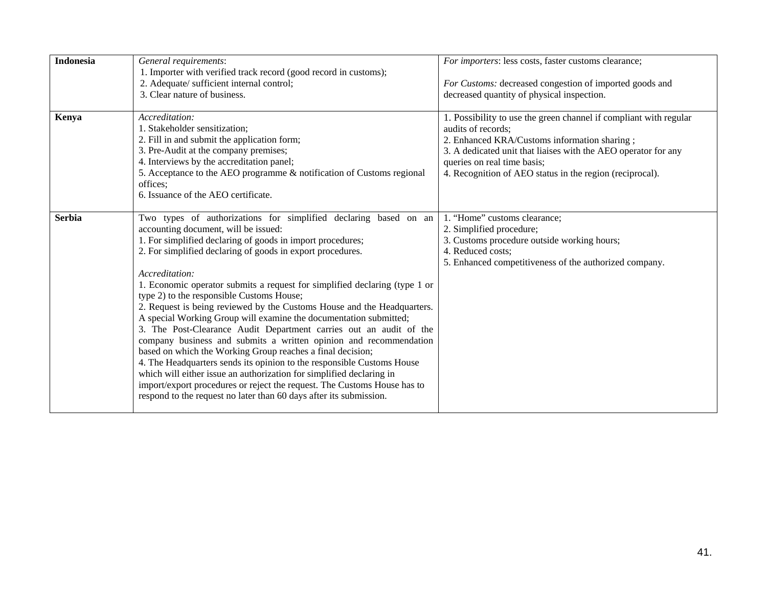| | | |
|---|---|---|
| **Indonesia** | *General requirements*:<br>1. Importer with verified track record (good record in customs);<br>2. Adequate/ sufficient internal control;<br>3. Clear nature of business. | *For importers*: less costs, faster customs clearance;<br><br>*For Customs:* decreased congestion of imported goods and decreased quantity of physical inspection. |
| **Kenya** | *Accreditation:*<br>1. Stakeholder sensitization;<br>2. Fill in and submit the application form;<br>3. Pre-Audit at the company premises;<br>4. Interviews by the accreditation panel;<br>5. Acceptance to the AEO programme & notification of Customs regional offices;<br>6. Issuance of the AEO certificate. | 1. Possibility to use the green channel if compliant with regular audits of records;<br>2. Enhanced KRA/Customs information sharing ;<br>3. A dedicated unit that liaises with the AEO operator for any queries on real time basis;<br>4. Recognition of AEO status in the region (reciprocal). |
| **Serbia** | Two types of authorizations for simplified declaring based on an accounting document, will be issued:<br>1. For simplified declaring of goods in import procedures;<br>2. For simplified declaring of goods in export procedures.<br><br>*Accreditation:*<br>1. Economic operator submits a request for simplified declaring (type 1 or type 2) to the responsible Customs House;<br>2. Request is being reviewed by the Customs House and the Headquarters. A special Working Group will examine the documentation submitted;<br>3. The Post-Clearance Audit Department carries out an audit of the company business and submits a written opinion and recommendation based on which the Working Group reaches a final decision;<br>4. The Headquarters sends its opinion to the responsible Customs House which will either issue an authorization for simplified declaring in import/export procedures or reject the request. The Customs House has to respond to the request no later than 60 days after its submission. | 1. "Home" customs clearance;<br>2. Simplified procedure;<br>3. Customs procedure outside working hours;<br>4. Reduced costs;<br>5. Enhanced competitiveness of the authorized company. |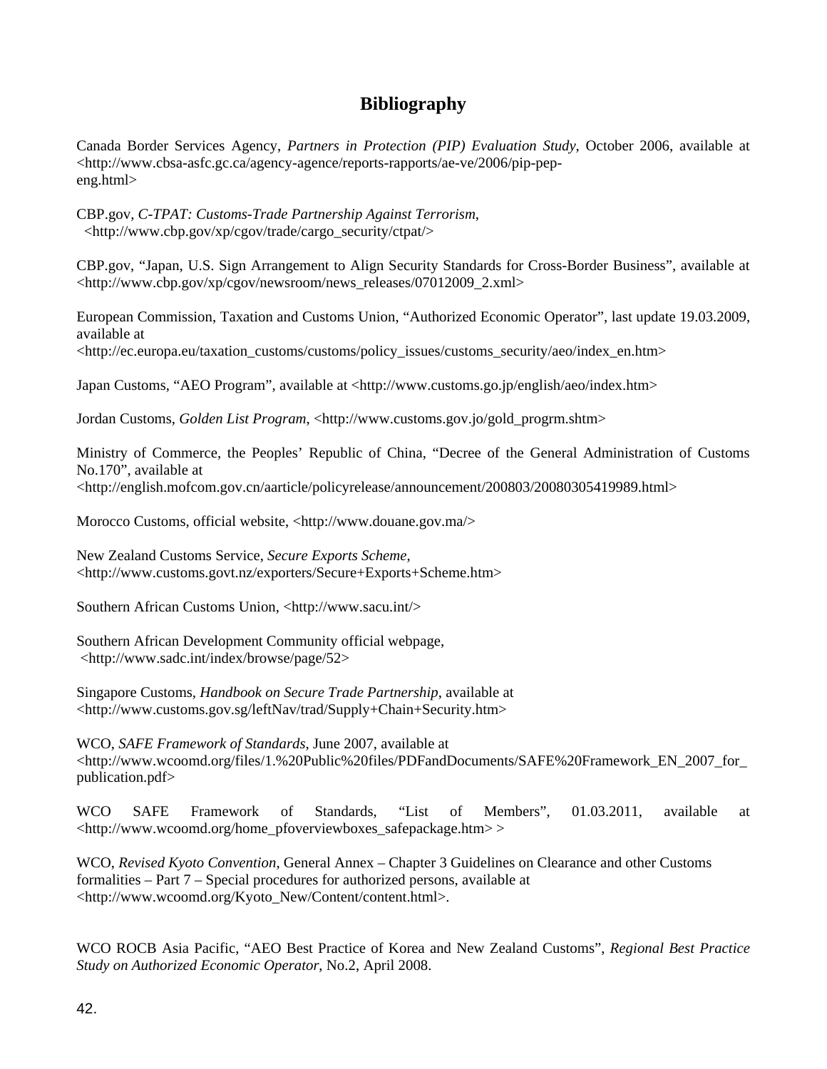# Bibliography

Canada Border Services Agency, *Partners in Protection (PIP) Evaluation Study*, October 2006, available at <http://www.cbsa-asfc.gc.ca/agency-agence/reports-rapports/ae-ve/2006/pip-pep-eng.html>

CBP.gov, *C-TPAT: Customs-Trade Partnership Against Terrorism*, <http://www.cbp.gov/xp/cgov/trade/cargo_security/ctpat/>

CBP.gov, "Japan, U.S. Sign Arrangement to Align Security Standards for Cross-Border Business", available at <http://www.cbp.gov/xp/cgov/newsroom/news_releases/07012009_2.xml>

European Commission, Taxation and Customs Union, "Authorized Economic Operator", last update 19.03.2009, available at <http://ec.europa.eu/taxation_customs/customs/policy_issues/customs_security/aeo/index_en.htm>

Japan Customs, "AEO Program", available at <http://www.customs.go.jp/english/aeo/index.htm>

Jordan Customs, *Golden List Program*, <http://www.customs.gov.jo/gold_progrm.shtm>

Ministry of Commerce, the Peoples' Republic of China, "Decree of the General Administration of Customs No.170", available at <http://english.mofcom.gov.cn/aarticle/policyrelease/announcement/200803/20080305419989.html>

Morocco Customs, official website, <http://www.douane.gov.ma/>

New Zealand Customs Service, *Secure Exports Scheme*, <http://www.customs.govt.nz/exporters/Secure+Exports+Scheme.htm>

Southern African Customs Union, <http://www.sacu.int/>

Southern African Development Community official webpage, <http://www.sadc.int/index/browse/page/52>

Singapore Customs, *Handbook on Secure Trade Partnership*, available at <http://www.customs.gov.sg/leftNav/trad/Supply+Chain+Security.htm>

WCO, *SAFE Framework of Standards*, June 2007, available at <http://www.wcoomd.org/files/1.%20Public%20files/PDFandDocuments/SAFE%20Framework_EN_2007_for_publication.pdf>

WCO SAFE Framework of Standards, "List of Members", 01.03.2011, available at <http://www.wcoomd.org/home_pfoverviewboxes_safepackage.htm> >

WCO, *Revised Kyoto Convention*, General Annex – Chapter 3 Guidelines on Clearance and other Customs formalities – Part 7 – Special procedures for authorized persons, available at <http://www.wcoomd.org/Kyoto_New/Content/content.html>.

WCO ROCB Asia Pacific, "AEO Best Practice of Korea and New Zealand Customs", *Regional Best Practice Study on Authorized Economic Operator*, No.2, April 2008.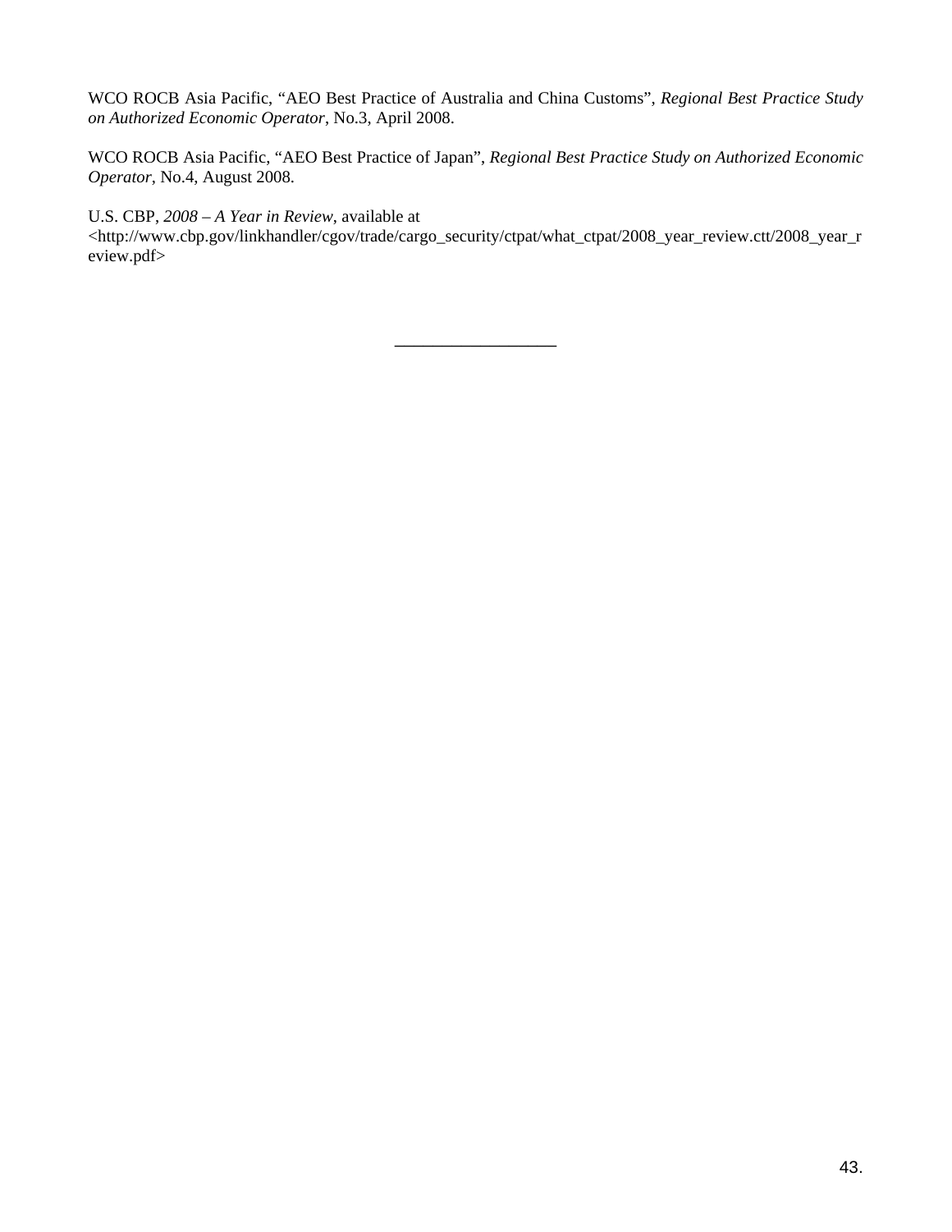WCO ROCB Asia Pacific, "AEO Best Practice of Australia and China Customs", *Regional Best Practice Study on Authorized Economic Operator*, No.3, April 2008.

WCO ROCB Asia Pacific, "AEO Best Practice of Japan", *Regional Best Practice Study on Authorized Economic Operator*, No.4, August 2008.

U.S. CBP, *2008 – A Year in Review*, available at <http://www.cbp.gov/linkhandler/cgov/trade/cargo_security/ctpat/what_ctpat/2008_year_review.ctt/2008_year_review.pdf>

---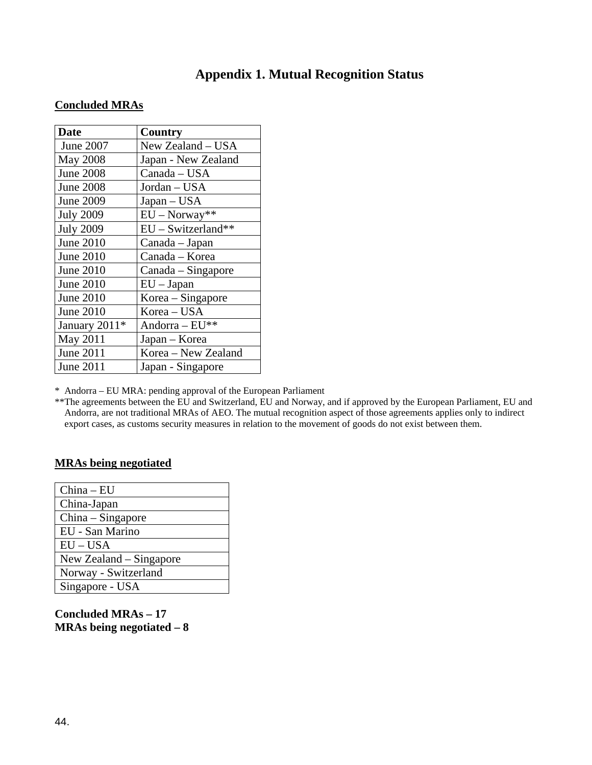## Appendix 1. Mutual Recognition Status

**Concluded MRAs**

| Date | Country |
|---|---|
| June 2007 | New Zealand – USA |
| May 2008 | Japan - New Zealand |
| June 2008 | Canada – USA |
| June 2008 | Jordan – USA |
| June 2009 | Japan – USA |
| July 2009 | EU – Norway** |
| July 2009 | EU – Switzerland** |
| June 2010 | Canada – Japan |
| June 2010 | Canada – Korea |
| June 2010 | Canada – Singapore |
| June 2010 | EU – Japan |
| June 2010 | Korea – Singapore |
| June 2010 | Korea – USA |
| January 2011* | Andorra – EU** |
| May 2011 | Japan – Korea |
| June 2011 | Korea – New Zealand |
| June 2011 | Japan - Singapore |

\* Andorra – EU MRA: pending approval of the European Parliament

**The agreements between the EU and Switzerland, EU and Norway, and if approved by the European Parliament, EU and Andorra, are not traditional MRAs of AEO. The mutual recognition aspect of those agreements applies only to indirect export cases, as customs security measures in relation to the movement of goods do not exist between them.

**MRAs being negotiated**

| |
|---|
| China – EU |
| China-Japan |
| China – Singapore |
| EU - San Marino |
| EU – USA |
| New Zealand – Singapore |
| Norway - Switzerland |
| Singapore - USA |

**Concluded MRAs – 17**
**MRAs being negotiated – 8**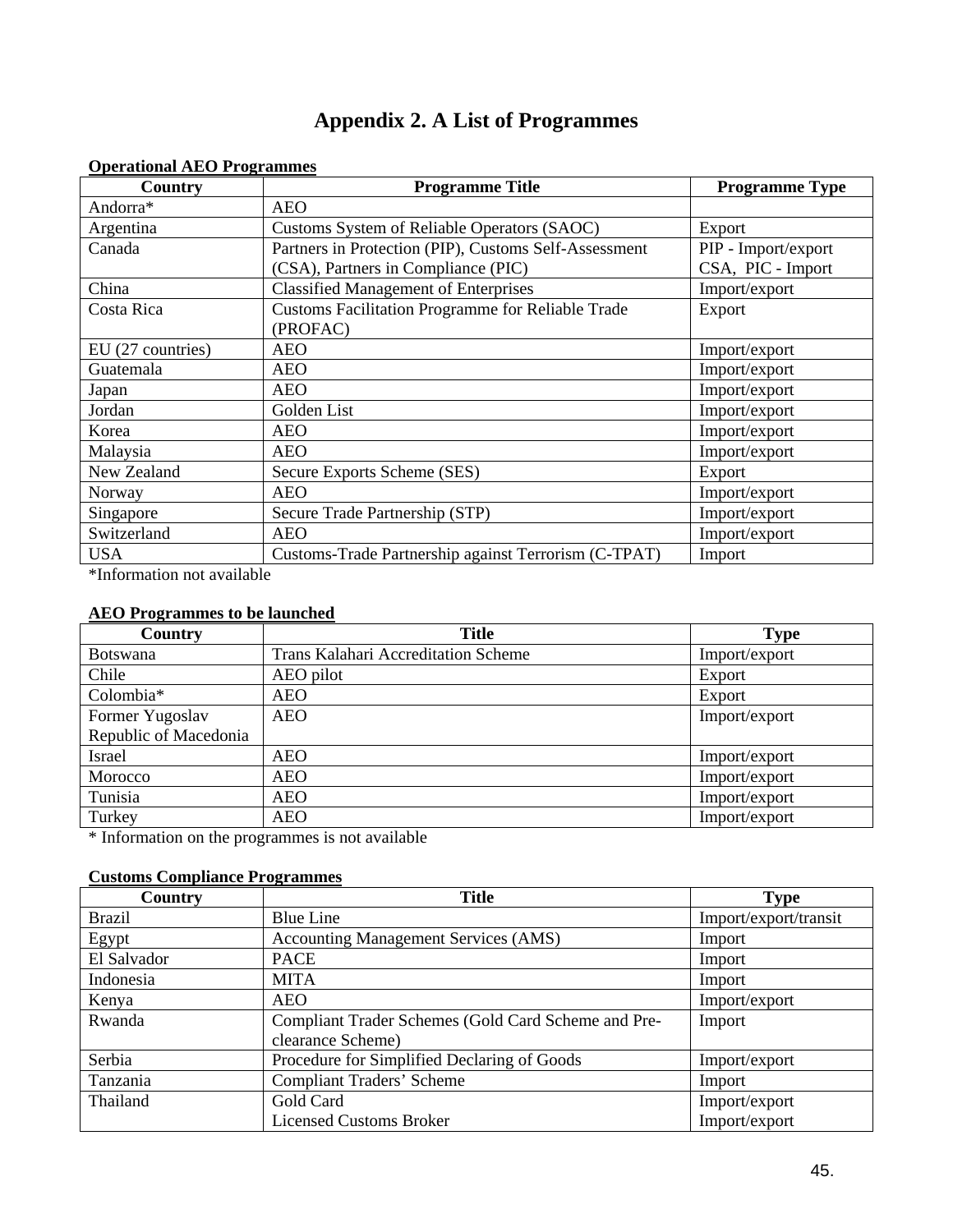# Appendix 2. A List of Programmes

**Operational AEO Programmes**

| Country | Programme Title | Programme Type |
|---|---|---|
| Andorra* | AEO | |
| Argentina | Customs System of Reliable Operators (SAOC) | Export |
| Canada | Partners in Protection (PIP), Customs Self-Assessment (CSA), Partners in Compliance (PIC) | PIP - Import/export CSA, PIC - Import |
| China | Classified Management of Enterprises | Import/export |
| Costa Rica | Customs Facilitation Programme for Reliable Trade (PROFAC) | Export |
| EU (27 countries) | AEO | Import/export |
| Guatemala | AEO | Import/export |
| Japan | AEO | Import/export |
| Jordan | Golden List | Import/export |
| Korea | AEO | Import/export |
| Malaysia | AEO | Import/export |
| New Zealand | Secure Exports Scheme (SES) | Export |
| Norway | AEO | Import/export |
| Singapore | Secure Trade Partnership (STP) | Import/export |
| Switzerland | AEO | Import/export |
| USA | Customs-Trade Partnership against Terrorism (C-TPAT) | Import |

*Information not available

**AEO Programmes to be launched**

| Country | Title | Type |
|---|---|---|
| Botswana | Trans Kalahari Accreditation Scheme | Import/export |
| Chile | AEO pilot | Export |
| Colombia* | AEO | Export |
| Former Yugoslav Republic of Macedonia | AEO | Import/export |
| Israel | AEO | Import/export |
| Morocco | AEO | Import/export |
| Tunisia | AEO | Import/export |
| Turkey | AEO | Import/export |

* Information on the programmes is not available

**Customs Compliance Programmes**

| Country | Title | Type |
|---|---|---|
| Brazil | Blue Line | Import/export/transit |
| Egypt | Accounting Management Services (AMS) | Import |
| El Salvador | PACE | Import |
| Indonesia | MITA | Import |
| Kenya | AEO | Import/export |
| Rwanda | Compliant Trader Schemes (Gold Card Scheme and Pre-clearance Scheme) | Import |
| Serbia | Procedure for Simplified Declaring of Goods | Import/export |
| Tanzania | Compliant Traders' Scheme | Import |
| Thailand | Gold Card<br>Licensed Customs Broker | Import/export<br>Import/export |